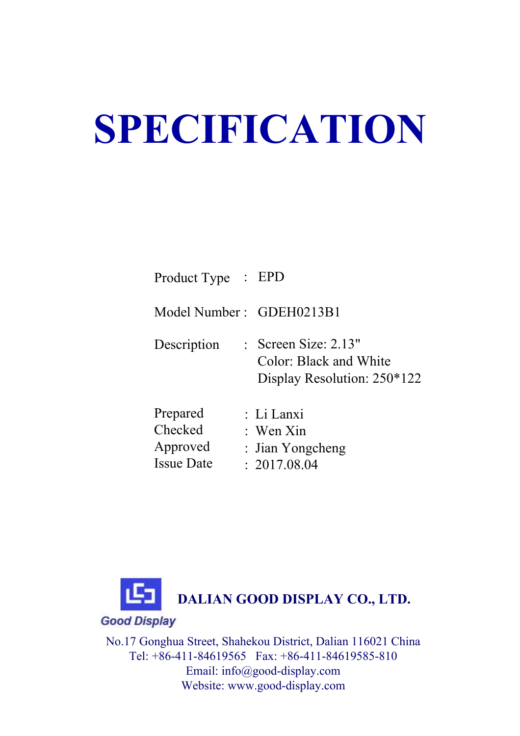# SPECIFICATION

| | | |
|---|---|---|
| Product Type | : | EPD |
| Model Number | : | GDEH0213B1 |
| Description | : | Screen Size: 2.13"<br>Color: Black and White<br>Display Resolution: 250*122 |

| | | |
|---|---|---|
| Prepared | : | Li Lanxi |
| Checked | : | Wen Xin |
| Approved | : | Jian Yongcheng |
| Issue Date | : | 2017.08.04 |

Good Display

**DALIAN GOOD DISPLAY CO., LTD.**

No.17 Gonghua Street, Shahekou District, Dalian 116021 China
Tel: +86-411-84619565 Fax: +86-411-84619585-810
Email: info@good-display.com
Website: www.good-display.com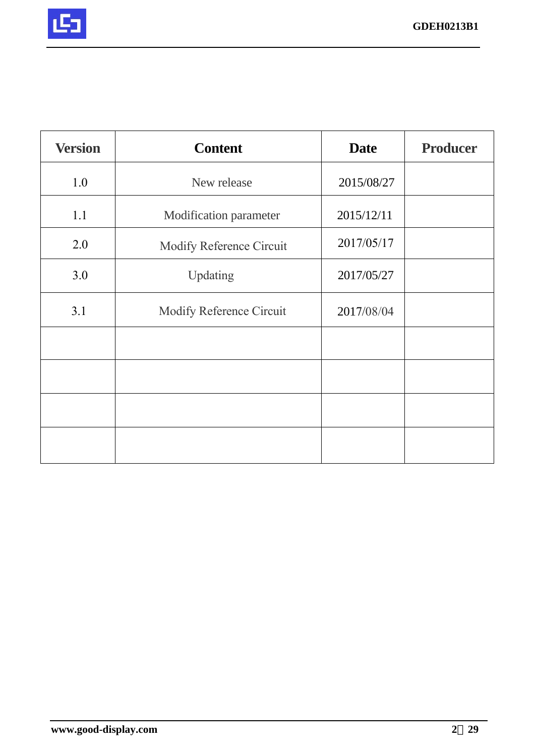| Version | Content | Date | Producer |
|---|---|---|---|
| 1.0 | New release | 2015/08/27 | |
| 1.1 | Modification parameter | 2015/12/11 | |
| 2.0 | Modify Reference Circuit | 2017/05/17 | |
| 3.0 | Updating | 2017/05/27 | |
| 3.1 | Modify Reference Circuit | 2017/08/04 | |
| | | | |
| | | | |
| | | | |
| | | | |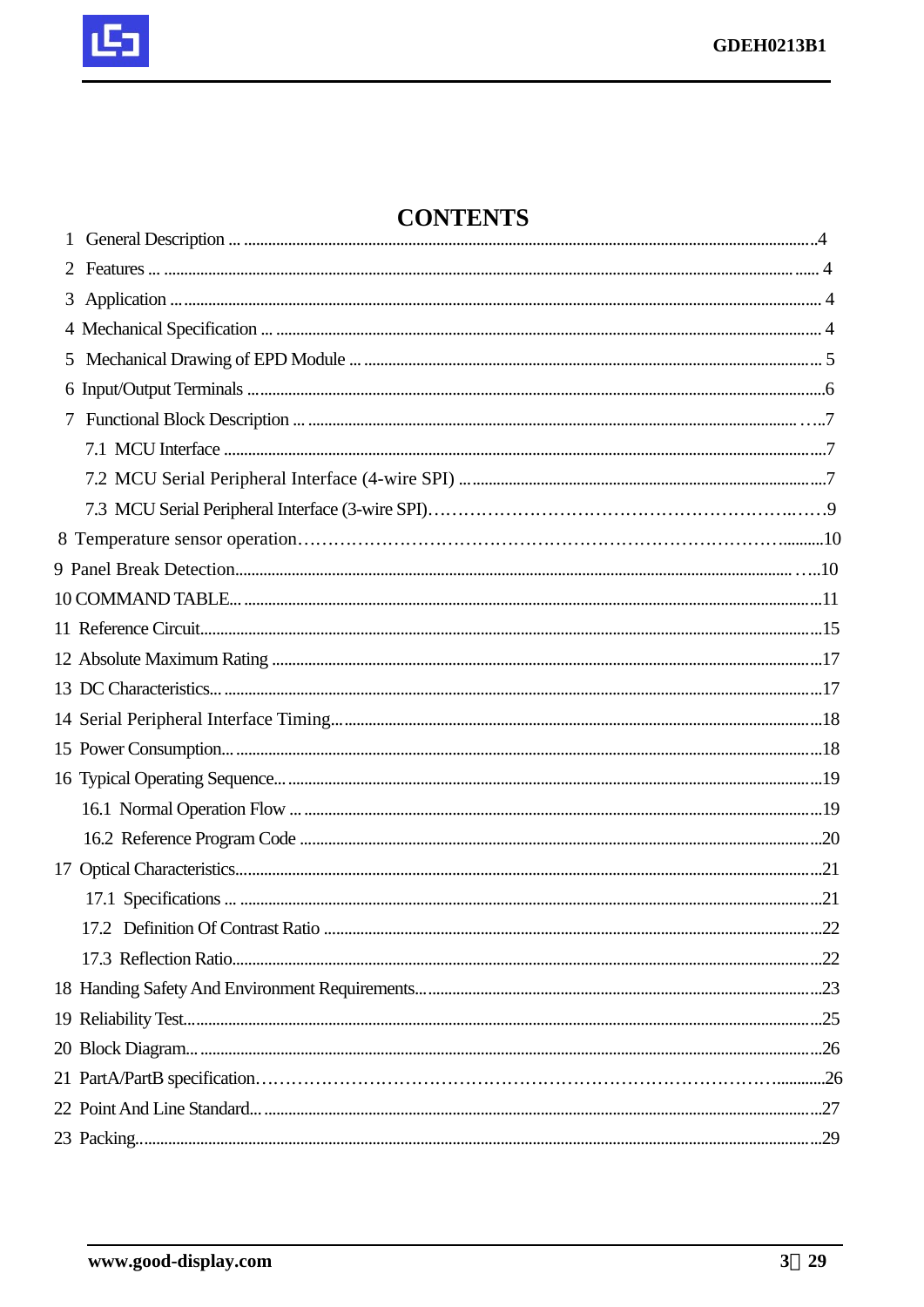# CONTENTS

1 General Description ... 4
2 Features ... 4
3 Application ... 4
4 Mechanical Specification ... 4
5 Mechanical Drawing of EPD Module ... 5
6 Input/Output Terminals ... 6
7 Functional Block Description ... 7
  7.1 MCU Interface ... 7
  7.2 MCU Serial Peripheral Interface (4-wire SPI) ... 7
  7.3 MCU Serial Peripheral Interface (3-wire SPI) ... 9
8 Temperature sensor operation ... 10
9 Panel Break Detection ... 10
10 COMMAND TABLE ... 11
11 Reference Circuit ... 15
12 Absolute Maximum Rating ... 17
13 DC Characteristics ... 17
14 Serial Peripheral Interface Timing ... 18
15 Power Consumption ... 18
16 Typical Operating Sequence ... 19
  16.1 Normal Operation Flow ... 19
  16.2 Reference Program Code ... 20
17 Optical Characteristics ... 21
  17.1 Specifications ... 21
  17.2 Definition Of Contrast Ratio ... 22
  17.3 Reflection Ratio ... 22
18 Handing Safety And Environment Requirements ... 23
19 Reliability Test ... 25
20 Block Diagram ... 26
21 PartA/PartB specification ... 26
22 Point And Line Standard ... 27
23 Packing ... 29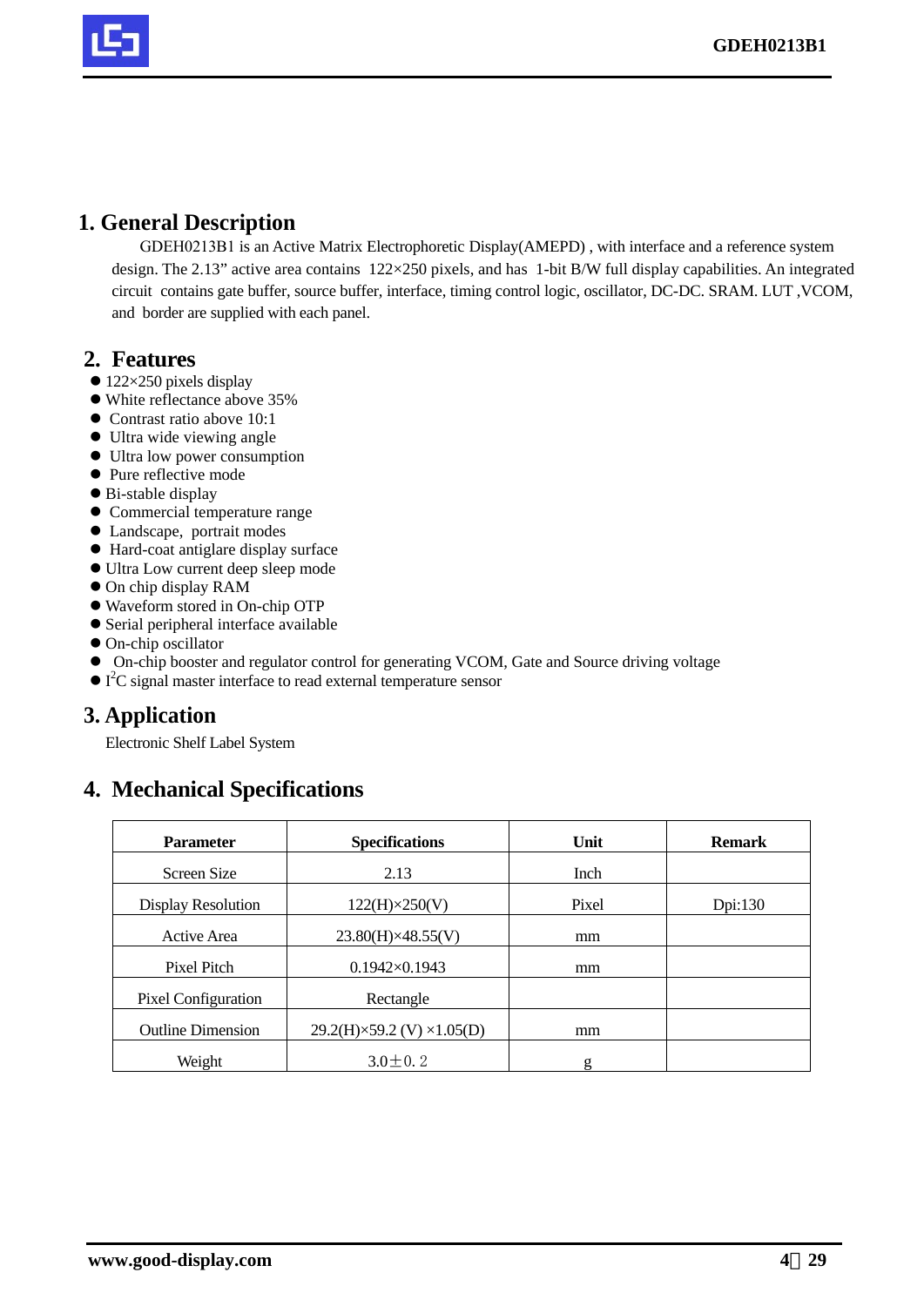# 1. General Description

GDEH0213B1 is an Active Matrix Electrophoretic Display(AMEPD) , with interface and a reference system design. The 2.13" active area contains 122×250 pixels, and has 1-bit B/W full display capabilities. An integrated circuit contains gate buffer, source buffer, interface, timing control logic, oscillator, DC-DC. SRAM. LUT ,VCOM, and border are supplied with each panel.

# 2. Features

- 122×250 pixels display
- White reflectance above 35%
- Contrast ratio above 10:1
- Ultra wide viewing angle
- Ultra low power consumption
- Pure reflective mode
- Bi-stable display
- Commercial temperature range
- Landscape, portrait modes
- Hard-coat antiglare display surface
- Ultra Low current deep sleep mode
- On chip display RAM
- Waveform stored in On-chip OTP
- Serial peripheral interface available
- On-chip oscillator
- On-chip booster and regulator control for generating VCOM, Gate and Source driving voltage
- $I^2C$ signal master interface to read external temperature sensor

# 3. Application

Electronic Shelf Label System

# 4. Mechanical Specifications

| Parameter | Specifications | Unit | Remark |
|---|---|---|---|
| Screen Size | 2.13 | Inch | |
| Display Resolution | 122(H)×250(V) | Pixel | Dpi:130 |
| Active Area | 23.80(H)×48.55(V) | mm | |
| Pixel Pitch | 0.1942×0.1943 | mm | |
| Pixel Configuration | Rectangle | | |
| Outline Dimension | 29.2(H)×59.2 (V) ×1.05(D) | mm | |
| Weight | 3.0±0.2 | g | |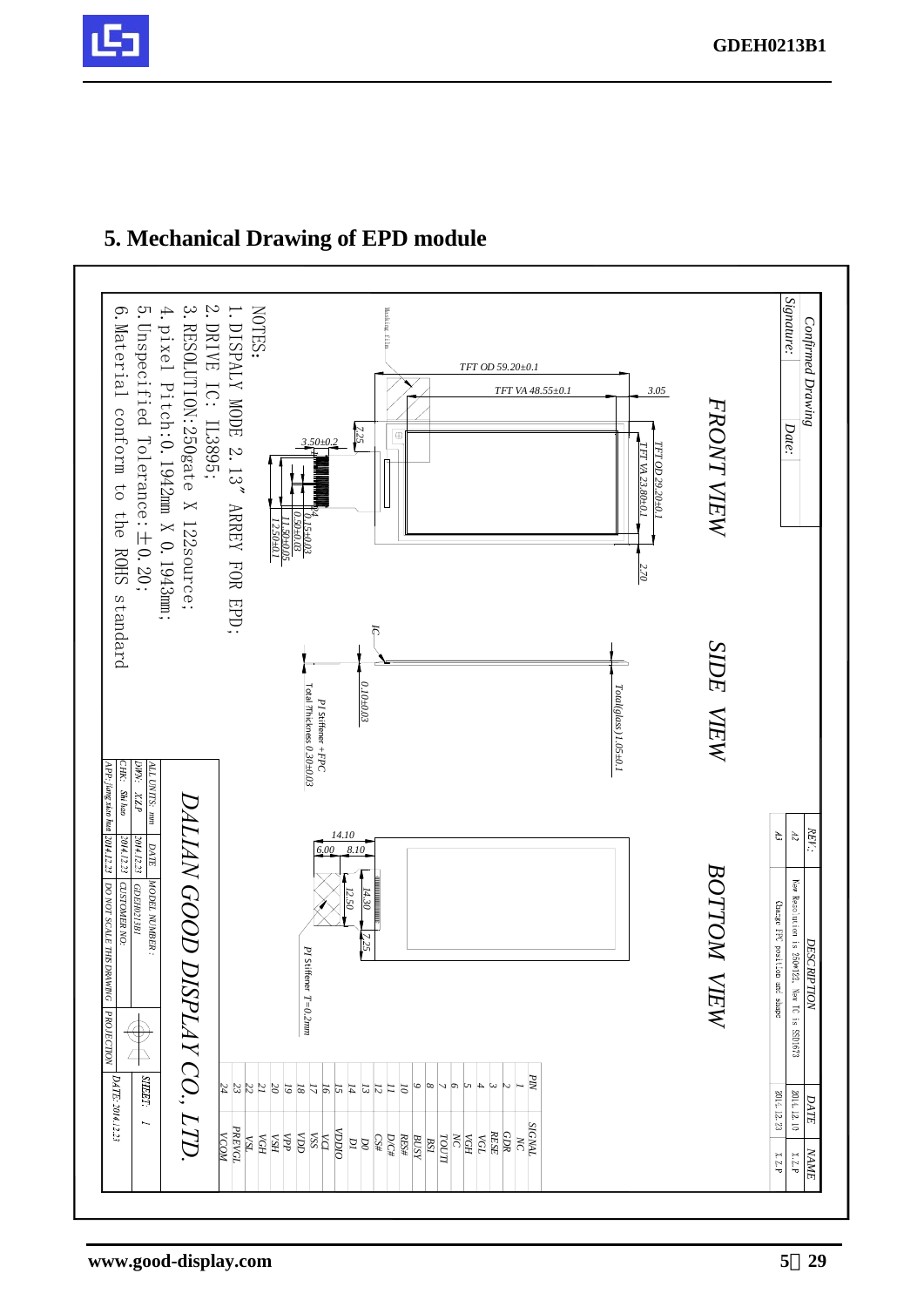## 5. Mechanical Drawing of EPD module

Confirmed Drawing

Signature: Date:

| REV. | DESCRIPTION | DATE | NAME |
|---|---|---|---|
| A2 | New Resolution is 250*122, New IC is SSD1673 | 2014.12.10 | X.Z.P |
| A3 | Change FPC position and shape | 2014.12.23 | X.Z.P |

FRONT VIEW

TFT OD 59.20±0.1

TFT VA 48.55±0.1

3.05

TFT OD 29.20±0.1

TFT VA 23.80±0.1

2.70

7.25

3.50±0.2

Masking film

0.15±0.03

0.50±0.08

11.50±0.05

12.50±0.1

24

1

SIDE VIEW

IC

0.10±0.03

Total(glass)1.05±0.1

PI Stiffener + FPC

Total Thickness 0.30±0.03

BOTTOM VIEW

14.10

6.00

8.10

12.50

14.30

7.25

PI Stiffener T=0.2mm

NOTES:

1. DISPALY MODE 2.13" ARREY FOR EPD;
2. DRIVE IC: IL3895;
3. RESOLUTION:250gate X 122source;
4. pixel Pitch:0.1942mm X 0.1943mm;
5. Unspeified Tolerance:±0.20;
6. Material conform to the ROHS standard

| PIN | SIGNAL |
|---|---|
| 1 | NC |
| 2 | GDR |
| 3 | RESE |
| 4 | VGL |
| 5 | VGH |
| 6 | NC |
| 7 | TOUTI |
| 8 | BSI |
| 9 | BUSY |
| 10 | RES# |
| 11 | D/C# |
| 12 | CS# |
| 13 | D0 |
| 14 | D1 |
| 15 | VDDIO |
| 16 | VCI |
| 17 | VSS |
| 18 | VDD |
| 19 | VPP |
| 20 | VSH |
| 21 | VGH |
| 22 | VSL |
| 23 | PREVGL |
| 24 | VCOM |

DALIAN GOOD DISPLAY CO., LTD.

| ALL UNITS: mm | DATE | MODEL NUMBER: | | SHEET: 1 |
|---|---|---|---|---|
| DWN: X.Z.P | 2014.12.23 | GDEH0213B1 | | |
| CHK: Shi hao | 2014.12.23 | CUSTOMER NO: | | |
| APP: jiang xiao huai | 2014.12.23 | DO NOT SCALE THIS DRAWING | PROJECTION | DATE: 2014.12.23 |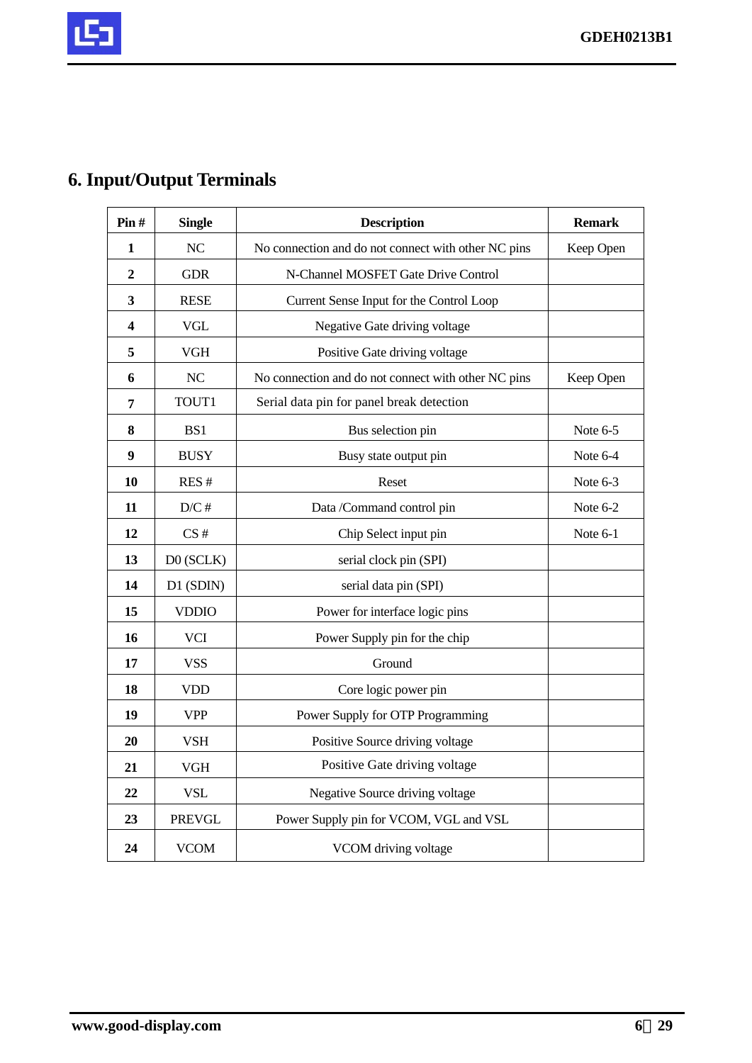## 6. Input/Output Terminals

| Pin # | Single | Description | Remark |
|---|---|---|---|
| 1 | NC | No connection and do not connect with other NC pins | Keep Open |
| 2 | GDR | N-Channel MOSFET Gate Drive Control | |
| 3 | RESE | Current Sense Input for the Control Loop | |
| 4 | VGL | Negative Gate driving voltage | |
| 5 | VGH | Positive Gate driving voltage | |
| 6 | NC | No connection and do not connect with other NC pins | Keep Open |
| 7 | TOUT1 | Serial data pin for panel break detection | |
| 8 | BS1 | Bus selection pin | Note 6-5 |
| 9 | BUSY | Busy state output pin | Note 6-4 |
| 10 | RES # | Reset | Note 6-3 |
| 11 | D/C # | Data /Command control pin | Note 6-2 |
| 12 | CS # | Chip Select input pin | Note 6-1 |
| 13 | D0 (SCLK) | serial clock pin (SPI) | |
| 14 | D1 (SDIN) | serial data pin (SPI) | |
| 15 | VDDIO | Power for interface logic pins | |
| 16 | VCI | Power Supply pin for the chip | |
| 17 | VSS | Ground | |
| 18 | VDD | Core logic power pin | |
| 19 | VPP | Power Supply for OTP Programming | |
| 20 | VSH | Positive Source driving voltage | |
| 21 | VGH | Positive Gate driving voltage | |
| 22 | VSL | Negative Source driving voltage | |
| 23 | PREVGL | Power Supply pin for VCOM, VGL and VSL | |
| 24 | VCOM | VCOM driving voltage | |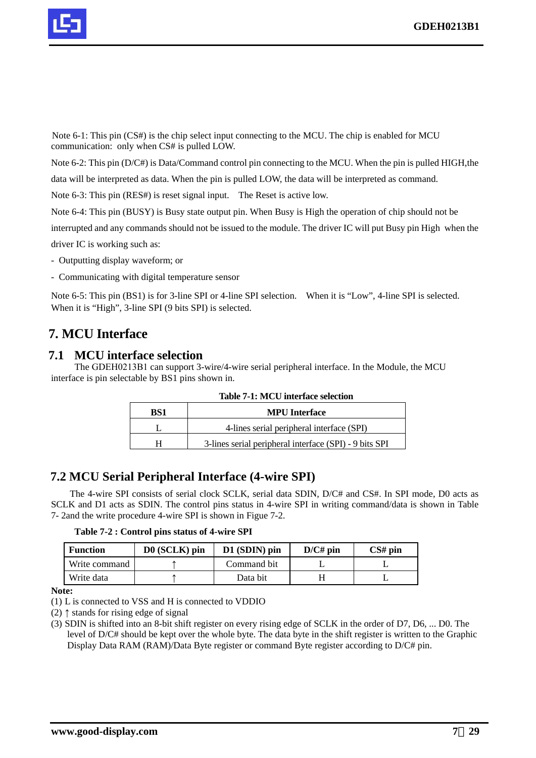Note 6-1: This pin (CS#) is the chip select input connecting to the MCU. The chip is enabled for MCU communication: only when CS# is pulled LOW.

Note 6-2: This pin (D/C#) is Data/Command control pin connecting to the MCU. When the pin is pulled HIGH,the data will be interpreted as data. When the pin is pulled LOW, the data will be interpreted as command.

Note 6-3: This pin (RES#) is reset signal input. The Reset is active low.

Note 6-4: This pin (BUSY) is Busy state output pin. When Busy is High the operation of chip should not be interrupted and any commands should not be issued to the module. The driver IC will put Busy pin High when the driver IC is working such as:

- Outputting display waveform; or
- Communicating with digital temperature sensor

Note 6-5: This pin (BS1) is for 3-line SPI or 4-line SPI selection. When it is "Low", 4-line SPI is selected. When it is "High", 3-line SPI (9 bits SPI) is selected.

# 7. MCU Interface

## 7.1 MCU interface selection

The GDEH0213B1 can support 3-wire/4-wire serial peripheral interface. In the Module, the MCU interface is pin selectable by BS1 pins shown in.

**Table 7-1: MCU interface selection**

| BS1 | MPU Interface |
|---|---|
| L | 4-lines serial peripheral interface (SPI) |
| H | 3-lines serial peripheral interface (SPI) - 9 bits SPI |

## 7.2 MCU Serial Peripheral Interface (4-wire SPI)

The 4-wire SPI consists of serial clock SCLK, serial data SDIN, D/C# and CS#. In SPI mode, D0 acts as SCLK and D1 acts as SDIN. The control pins status in 4-wire SPI in writing command/data is shown in Table 7- 2and the write procedure 4-wire SPI is shown in Figure 7-2.

**Table 7-2 : Control pins status of 4-wire SPI**

| Function | D0 (SCLK) pin | D1 (SDIN) pin | D/C# pin | CS# pin |
|---|---|---|---|---|
| Write command | ↑ | Command bit | L | L |
| Write data | ↑ | Data bit | H | L |

**Note:**

(1) L is connected to VSS and H is connected to VDDIO

(2) ↑ stands for rising edge of signal

(3) SDIN is shifted into an 8-bit shift register on every rising edge of SCLK in the order of D7, D6, ... D0. The level of D/C# should be kept over the whole byte. The data byte in the shift register is written to the Graphic Display Data RAM (RAM)/Data Byte register or command Byte register according to D/C# pin.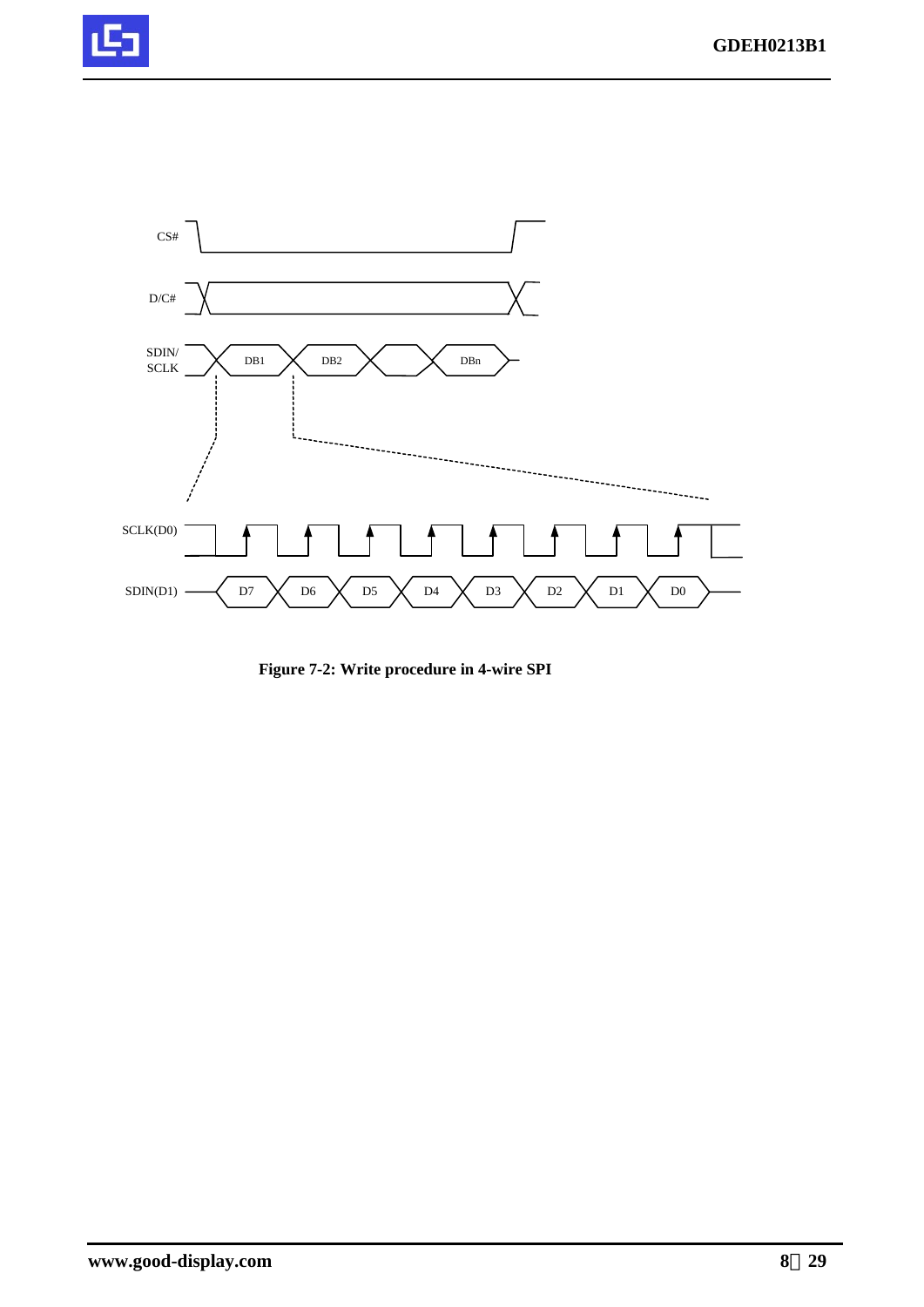CS#

D/C#

SDIN/
SCLK

DB1 DB2 DBn

SCLK(D0)

SDIN(D1) D7 D6 D5 D4 D3 D2 D1 D0

**Figure 7-2: Write procedure in 4-wire SPI**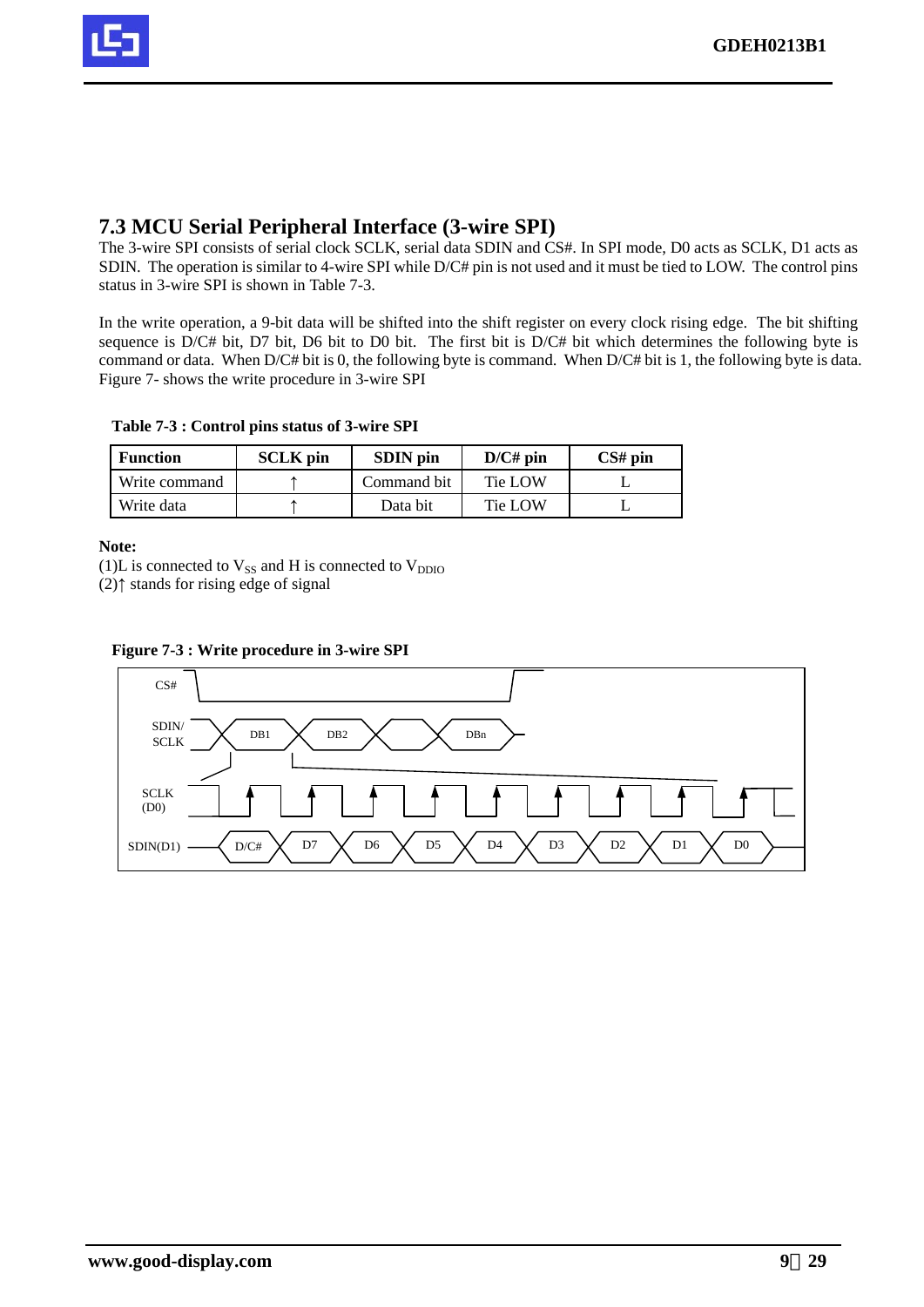## 7.3 MCU Serial Peripheral Interface (3-wire SPI)

The 3-wire SPI consists of serial clock SCLK, serial data SDIN and CS#. In SPI mode, D0 acts as SCLK, D1 acts as SDIN. The operation is similar to 4-wire SPI while D/C# pin is not used and it must be tied to LOW. The control pins status in 3-wire SPI is shown in Table 7-3.

In the write operation, a 9-bit data will be shifted into the shift register on every clock rising edge. The bit shifting sequence is D/C# bit, D7 bit, D6 bit to D0 bit. The first bit is D/C# bit which determines the following byte is command or data. When D/C# bit is 0, the following byte is command. When D/C# bit is 1, the following byte is data. Figure 7- shows the write procedure in 3-wire SPI

**Table 7-3 : Control pins status of 3-wire SPI**

| Function | SCLK pin | SDIN pin | D/C# pin | CS# pin |
|---|---|---|---|---|
| Write command | ↑ | Command bit | Tie LOW | L |
| Write data | ↑ | Data bit | Tie LOW | L |

**Note:**

(1)L is connected to $V_{SS}$ and H is connected to $V_{DDIO}$

(2)↑ stands for rising edge of signal

**Figure 7-3 : Write procedure in 3-wire SPI**

CS#

SDIN/ SCLK: DB1, DB2, DBn

SCLK (D0)

SDIN(D1): D/C#, D7, D6, D5, D4, D3, D2, D1, D0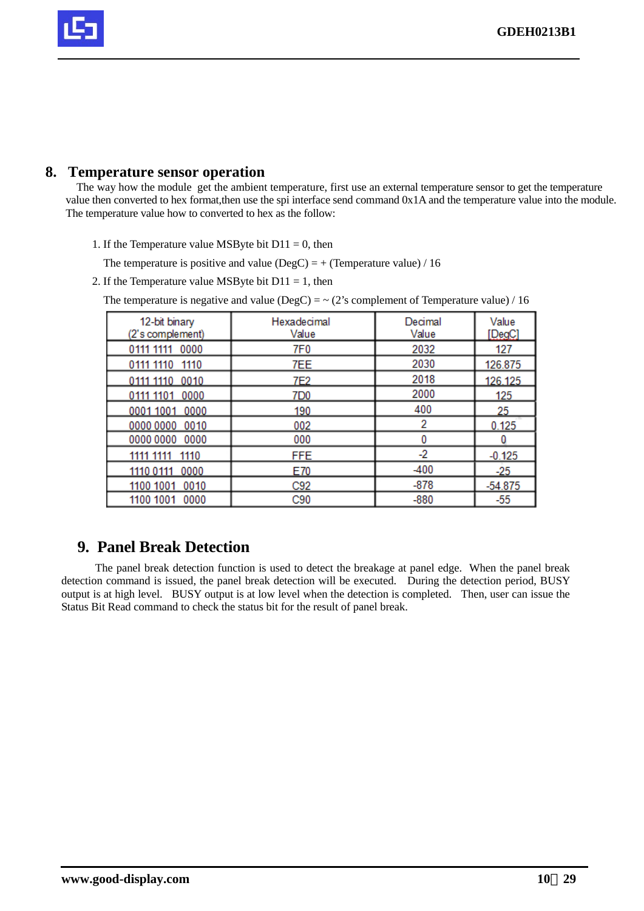## 8. Temperature sensor operation

The way how the module get the ambient temperature, first use an external temperature sensor to get the temperature value then converted to hex format,then use the spi interface send command 0x1A and the temperature value into the module. The temperature value how to converted to hex as the follow:

1. If the Temperature value MSByte bit D11 = 0, then

   The temperature is positive and value (DegC) = + (Temperature value) / 16

2. If the Temperature value MSByte bit D11 = 1, then

   The temperature is negative and value (DegC) = ~ (2's complement of Temperature value) / 16

| 12-bit binary (2's complement) | Hexadecimal Value | Decimal Value | Value [DegC] |
|---|---|---|---|
| 0111 1111 0000 | 7F0 | 2032 | 127 |
| 0111 1110 1110 | 7EE | 2030 | 126.875 |
| 0111 1110 0010 | 7E2 | 2018 | 126.125 |
| 0111 1101 0000 | 7D0 | 2000 | 125 |
| 0001 1001 0000 | 190 | 400 | 25 |
| 0000 0000 0010 | 002 | 2 | 0.125 |
| 0000 0000 0000 | 000 | 0 | 0 |
| 1111 1111 1110 | FFE | -2 | -0.125 |
| 1110 0111 0000 | E70 | -400 | -25 |
| 1100 1001 0010 | C92 | -878 | -54.875 |
| 1100 1001 0000 | C90 | -880 | -55 |

## 9. Panel Break Detection

The panel break detection function is used to detect the breakage at panel edge. When the panel break detection command is issued, the panel break detection will be executed. During the detection period, BUSY output is at high level. BUSY output is at low level when the detection is completed. Then, user can issue the Status Bit Read command to check the status bit for the result of panel break.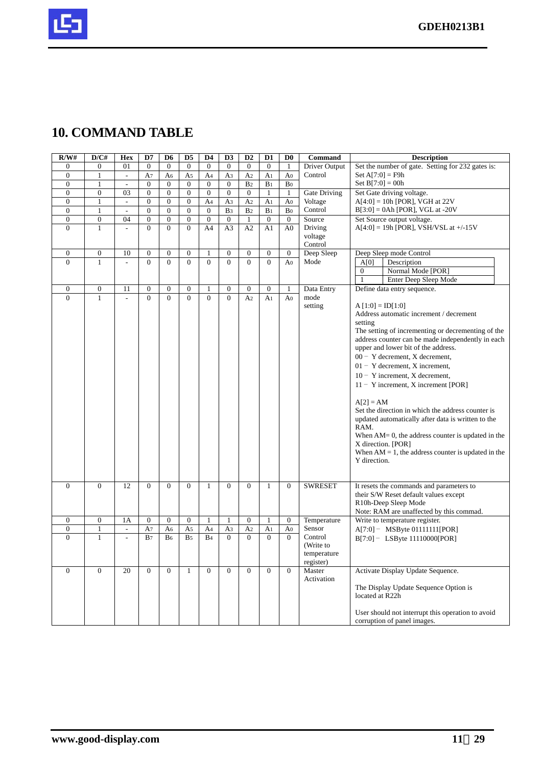## 10. COMMAND TABLE

| R/W# | D/C# | Hex | D7 | D6 | D5 | D4 | D3 | D2 | D1 | D0 | Command | Description |
|---|---|---|---|---|---|---|---|---|---|---|---|---|
| 0 | 0 | 01 | 0 | 0 | 0 | 0 | 0 | 0 | 0 | 1 | Driver Output Control | Set the number of gate. Setting for 232 gates is: |
| 0 | 1 | - | $A_7$ | $A_6$ | $A_5$ | $A_4$ | $A_3$ | $A_2$ | $A_1$ | $A_0$ | | Set A[7:0] = F9h |
| 0 | 1 | - | 0 | 0 | 0 | 0 | 0 | $B_2$ | $B_1$ | $B_0$ | | Set B[7:0] = 00h |
| 0 | 0 | 03 | 0 | 0 | 0 | 0 | 0 | 0 | 1 | 1 | Gate Driving Voltage Control | Set Gate driving voltage. |
| 0 | 1 | - | 0 | 0 | 0 | $A_4$ | $A_3$ | $A_2$ | $A_1$ | $A_0$ | | A[4:0] = 10h [POR], VGH at 22V |
| 0 | 1 | - | 0 | 0 | 0 | 0 | $B_3$ | $B_2$ | $B_1$ | $B_0$ | | B[3:0] = 0Ah [POR], VGL at -20V |
| 0 | 0 | 04 | 0 | 0 | 0 | 0 | 0 | 1 | 0 | 0 | Source Driving voltage Control | Set Source output voltage. |
| 0 | 1 | - | 0 | 0 | 0 | A4 | A3 | A2 | A1 | A0 | | A[4:0] = 19h [POR], VSH/VSL at +/-15V |
| 0 | 0 | 10 | 0 | 0 | 0 | 1 | 0 | 0 | 0 | 0 | Deep Sleep Mode | Deep Sleep mode Control |
| 0 | 1 | - | 0 | 0 | 0 | 0 | 0 | 0 | 0 | $A_0$ | | A[0] Description: 0 – Normal Mode [POR]; 1 – Enter Deep Sleep Mode |
| 0 | 0 | 11 | 0 | 0 | 0 | 1 | 0 | 0 | 0 | 1 | Data Entry mode setting | Define data entry sequence. |
| 0 | 1 | - | 0 | 0 | 0 | 0 | 0 | $A_2$ | $A_1$ | $A_0$ | | A [1:0] = ID[1:0]<br>Address automatic increment / decrement setting<br>The setting of incrementing or decrementing of the address counter can be made independently in each upper and lower bit of the address.<br>00 – Y decrement, X decrement,<br>01 – Y decrement, X increment,<br>10 – Y increment, X decrement,<br>11 – Y increment, X increment [POR]<br><br>A[2] = AM<br>Set the direction in which the address counter is updated automatically after data is written to the RAM.<br>When AM= 0, the address counter is updated in the X direction. [POR]<br>When AM = 1, the address counter is updated in the Y direction. |
| 0 | 0 | 12 | 0 | 0 | 0 | 1 | 0 | 0 | 1 | 0 | SWRESET | It resets the commands and parameters to their S/W Reset default values except R10h-Deep Sleep Mode<br>Note: RAM are unaffected by this commad. |
| 0 | 0 | 1A | 0 | 0 | 0 | 1 | 1 | 0 | 1 | 0 | Temperature Sensor Control (Write to temperature register) | Write to temperature register. |
| 0 | 1 | - | $A_7$ | $A_6$ | $A_5$ | $A_4$ | $A_3$ | $A_2$ | $A_1$ | $A_0$ | | A[7:0] – MSByte 01111111[POR] |
| 0 | 1 | - | $B_7$ | $B_6$ | $B_5$ | $B_4$ | 0 | 0 | 0 | 0 | | B[7:0] – LSByte 11110000[POR] |
| 0 | 0 | 20 | 0 | 0 | 1 | 0 | 0 | 0 | 0 | 0 | Master Activation | Activate Display Update Sequence.<br><br>The Display Update Sequence Option is located at R22h<br><br>User should not interrupt this operation to avoid corruption of panel images. |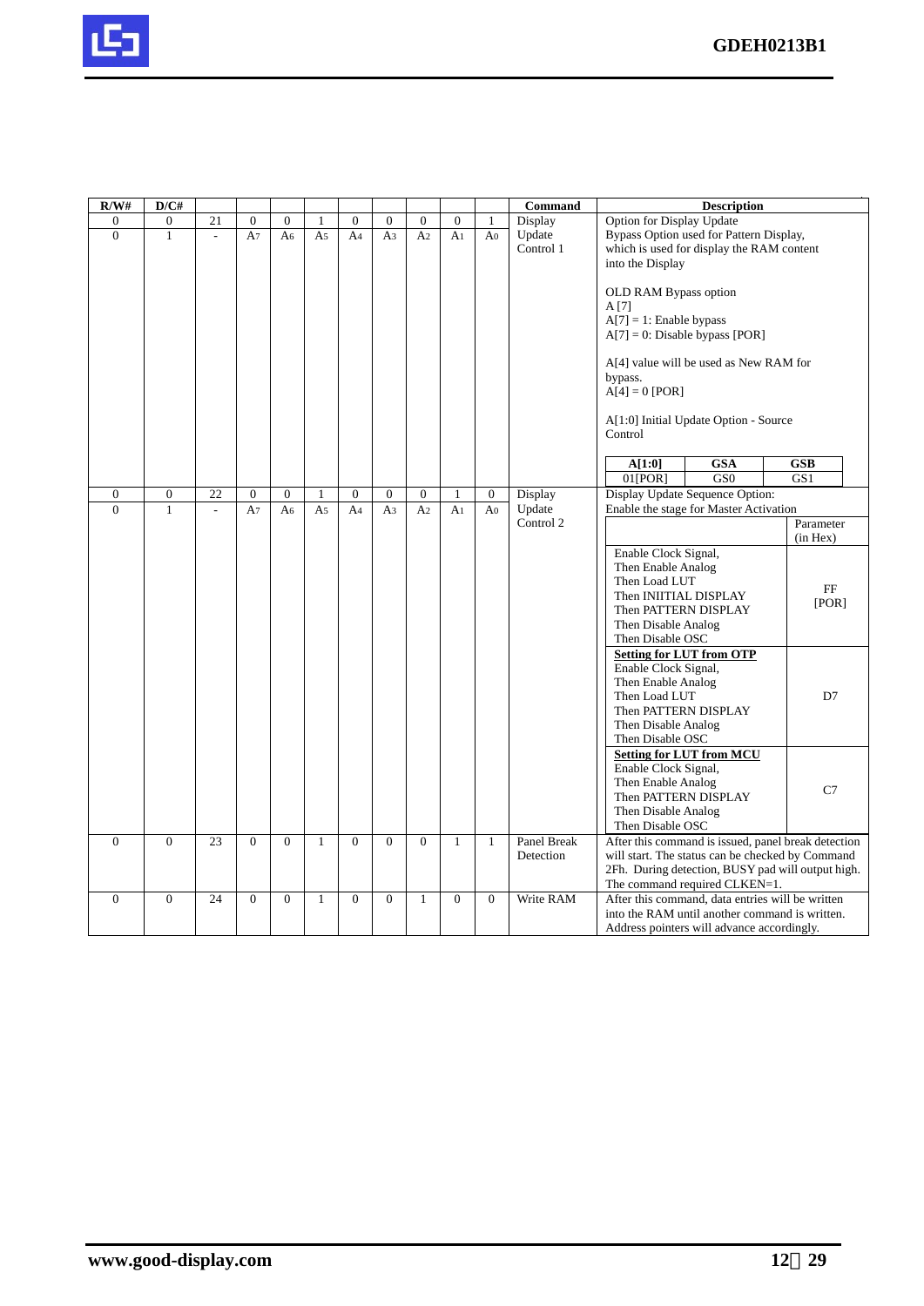| R/W# | D/C# | | | | | | | | | | Command | Description |
|---|---|---|---|---|---|---|---|---|---|---|---|---|
| 0 | 0 | 21 | 0 | 0 | 1 | 0 | 0 | 0 | 0 | 1 | Display Update Control 1 | Option for Display Update<br>Bypass Option used for Pattern Display, which is used for display the RAM content into the Display<br><br>OLD RAM Bypass option<br>A [7]<br>A[7] = 1: Enable bypass<br>A[7] = 0: Disable bypass [POR]<br><br>A[4] value will be used as New RAM for bypass.<br>A[4] = 0 [POR]<br><br>A[1:0] Initial Update Option - Source Control<br><br>**A[1:0]** / **GSA** / **GSB**: 01[POR] / GS0 / GS1 |
| 0 | 1 | - | $A_7$ | $A_6$ | $A_5$ | $A_4$ | $A_3$ | $A_2$ | $A_1$ | $A_0$ | | |
| 0 | 0 | 22 | 0 | 0 | 1 | 0 | 0 | 0 | 1 | 0 | Display Update Control 2 | Display Update Sequence Option:<br>Enable the stage for Master Activation<br><br>Parameter (in Hex):<br>Enable Clock Signal, Then Enable Analog, Then Load LUT, Then INIITIAL DISPLAY, Then PATTERN DISPLAY, Then Disable Analog, Then Disable OSC — FF [POR]<br><br>**Setting for LUT from OTP**: Enable Clock Signal, Then Enable Analog, Then Load LUT, Then PATTERN DISPLAY, Then Disable Analog, Then Disable OSC — D7<br><br>**Setting for LUT from MCU**: Enable Clock Signal, Then Enable Analog, Then PATTERN DISPLAY, Then Disable Analog, Then Disable OSC — C7 |
| 0 | 1 | - | $A_7$ | $A_6$ | $A_5$ | $A_4$ | $A_3$ | $A_2$ | $A_1$ | $A_0$ | | |
| 0 | 0 | 23 | 0 | 0 | 1 | 0 | 0 | 0 | 1 | 1 | Panel Break Detection | After this command is issued, panel break detection will start. The status can be checked by Command 2Fh. During detection, BUSY pad will output high. The command required CLKEN=1. |
| 0 | 0 | 24 | 0 | 0 | 1 | 0 | 0 | 1 | 0 | 0 | Write RAM | After this command, data entries will be written into the RAM until another command is written. Address pointers will advance accordingly. |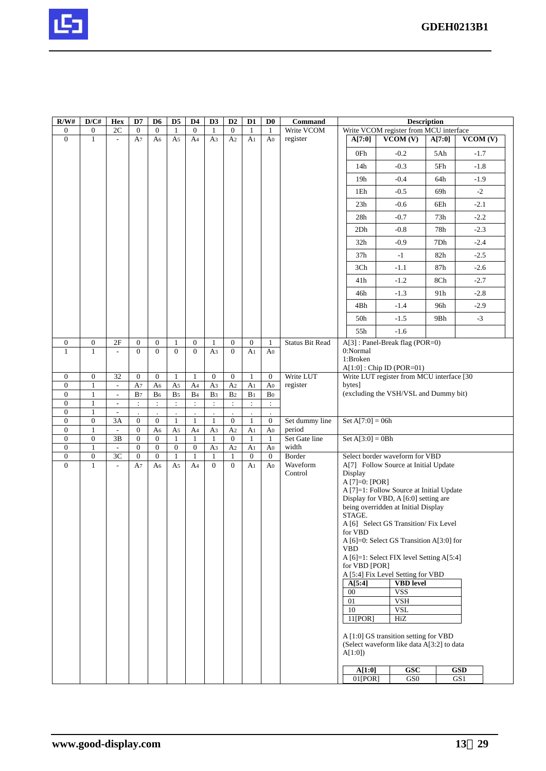| R/W# | D/C# | Hex | D7 | D6 | D5 | D4 | D3 | D2 | D1 | D0 | Command | Description |
|---|---|---|---|---|---|---|---|---|---|---|---|---|
| 0 | 0 | 2C | 0 | 0 | 1 | 0 | 1 | 0 | 1 | 1 | Write VCOM register | Write VCOM register from MCU interface |
| 0 | 1 | - | $A_7$ | $A_6$ | $A_5$ | $A_4$ | $A_3$ | $A_2$ | $A_1$ | $A_0$ | | (see VCOM table below) |
| 0 | 0 | 2F | 0 | 0 | 1 | 0 | 1 | 0 | 0 | 1 | Status Bit Read | A[3] : Panel-Break flag (POR=0)<br>0:Normal<br>1:Broken<br>A[1:0] : Chip ID (POR=01) |
| 1 | 1 | - | 0 | 0 | 0 | 0 | $A_3$ | 0 | $A_1$ | $A_0$ | | |
| 0 | 0 | 32 | 0 | 0 | 1 | 1 | 0 | 0 | 1 | 0 | Write LUT register | Write LUT register from MCU interface [30 bytes]<br>(excluding the VSH/VSL and Dummy bit) |
| 0 | 1 | - | $A_7$ | $A_6$ | $A_5$ | $A_4$ | $A_3$ | $A_2$ | $A_1$ | $A_0$ | | |
| 0 | 1 | - | $B_7$ | $B_6$ | $B_5$ | $B_4$ | $B_3$ | $B_2$ | $B_1$ | $B_0$ | | |
| 0 | 1 | - | : | : | : | : | : | : | : | : | | |
| 0 | 1 | - | . | . | . | . | . | . | . | . | | |
| 0 | 0 | 3A | 0 | 0 | 1 | 1 | 1 | 0 | 1 | 0 | Set dummy line period | Set A[7:0] = 06h |
| 0 | 1 | - | 0 | $A_6$ | $A_5$ | $A_4$ | $A_3$ | $A_2$ | $A_1$ | $A_0$ | | |
| 0 | 0 | 3B | 0 | 0 | 1 | 1 | 1 | 0 | 1 | 1 | Set Gate line width | Set A[3:0] = 0Bh |
| 0 | 1 | - | 0 | 0 | 0 | 0 | $A_3$ | $A_2$ | $A_1$ | $A_0$ | | |
| 0 | 0 | 3C | 0 | 0 | 1 | 1 | 1 | 1 | 0 | 0 | Border Waveform Control | Select border waveform for VBD (see details below) |
| 0 | 1 | - | $A_7$ | $A_6$ | $A_5$ | $A_4$ | 0 | 0 | $A_1$ | $A_0$ | | |

**Write VCOM register (2C):**

| A[7:0] | VCOM (V) | A[7:0] | VCOM (V) |
|---|---|---|---|
| 0Fh | -0.2 | 5Ah | -1.7 |
| 14h | -0.3 | 5Fh | -1.8 |
| 19h | -0.4 | 64h | -1.9 |
| 1Eh | -0.5 | 69h | -2 |
| 23h | -0.6 | 6Eh | -2.1 |
| 28h | -0.7 | 73h | -2.2 |
| 2Dh | -0.8 | 78h | -2.3 |
| 32h | -0.9 | 7Dh | -2.4 |
| 37h | -1 | 82h | -2.5 |
| 3Ch | -1.1 | 87h | -2.6 |
| 41h | -1.2 | 8Ch | -2.7 |
| 46h | -1.3 | 91h | -2.8 |
| 4Bh | -1.4 | 96h | -2.9 |
| 50h | -1.5 | 9Bh | -3 |
| 55h | -1.6 | | |

**Border Waveform Control (3C):**

Select border waveform for VBD

A[7] Follow Source at Initial Update Display
A [7]=0: [POR]
A [7]=1: Follow Source at Initial Update Display for VBD, A [6:0] setting are being overridden at Initial Display STAGE.

A [6] Select GS Transition/ Fix Level for VBD
A [6]=0: Select GS Transition A[3:0] for VBD
A [6]=1: Select FIX level Setting A[5:4] for VBD [POR]

A [5:4] Fix Level Setting for VBD

| A[5:4] | VBD level |
|---|---|
| 00 | VSS |
| 01 | VSH |
| 10 | VSL |
| 11[POR] | HiZ |

A [1:0] GS transition setting for VBD
(Select waveform like data A[3:2] to data A[1:0])

| A[1:0] | GSC | GSD |
|---|---|---|
| 01[POR] | GS0 | GS1 |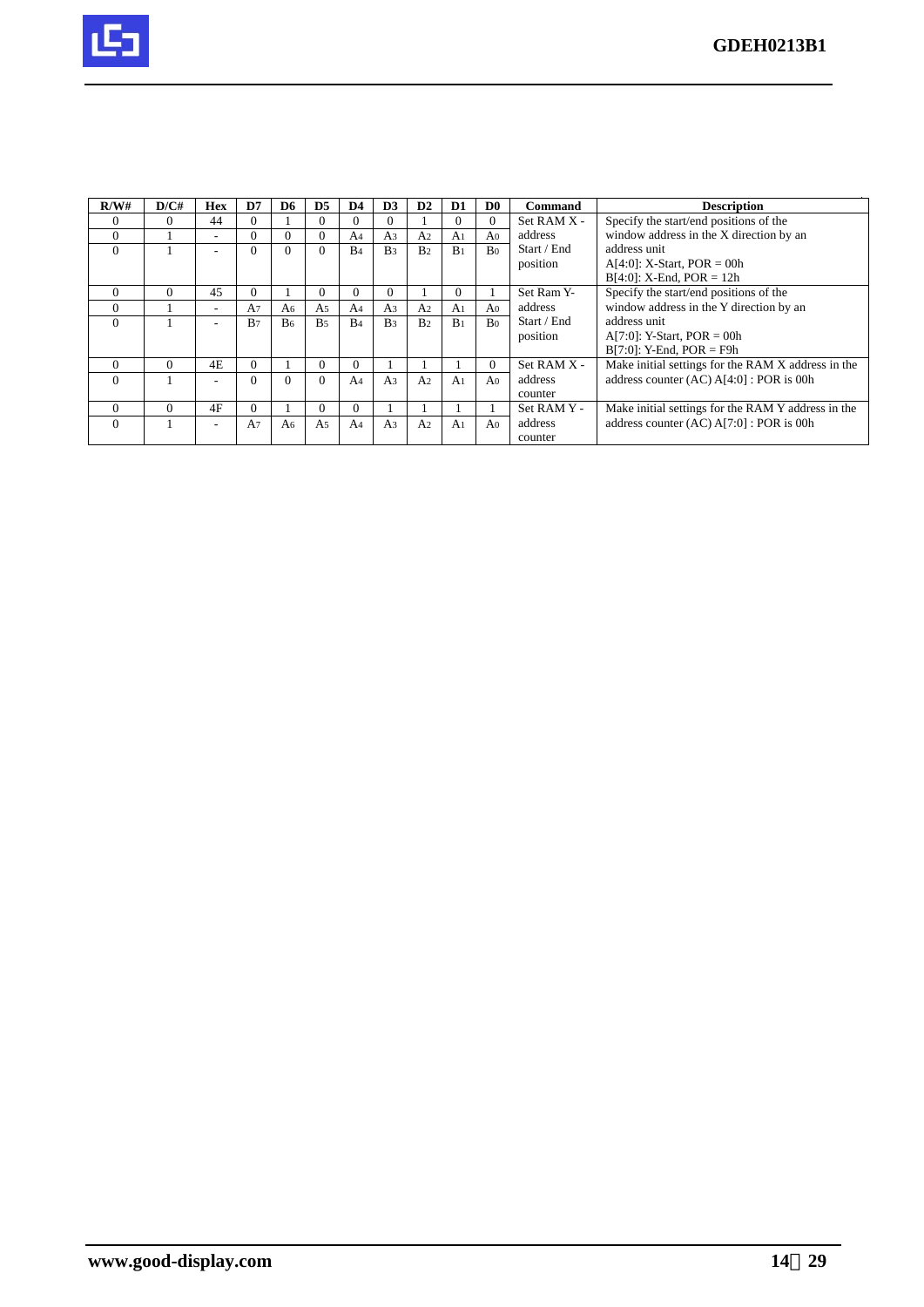| R/W# | D/C# | Hex | D7 | D6 | D5 | D4 | D3 | D2 | D1 | D0 | Command | Description |
|---|---|---|---|---|---|---|---|---|---|---|---|---|
| 0 | 0 | 44 | 0 | 1 | 0 | 0 | 0 | 1 | 0 | 0 | Set RAM X - address Start / End position | Specify the start/end positions of the window address in the X direction by an address unit<br>A[4:0]: X-Start, POR = 00h<br>B[4:0]: X-End, POR = 12h |
| 0 | 1 | - | 0 | 0 | 0 | $A_4$ | $A_3$ | $A_2$ | $A_1$ | $A_0$ | | |
| 0 | 1 | - | 0 | 0 | 0 | $B_4$ | $B_3$ | $B_2$ | $B_1$ | $B_0$ | | |
| 0 | 0 | 45 | 0 | 1 | 0 | 0 | 0 | 1 | 0 | 1 | Set Ram Y- address Start / End position | Specify the start/end positions of the window address in the Y direction by an address unit<br>A[7:0]: Y-Start, POR = 00h<br>B[7:0]: Y-End, POR = F9h |
| 0 | 1 | - | $A_7$ | $A_6$ | $A_5$ | $A_4$ | $A_3$ | $A_2$ | $A_1$ | $A_0$ | | |
| 0 | 1 | - | $B_7$ | $B_6$ | $B_5$ | $B_4$ | $B_3$ | $B_2$ | $B_1$ | $B_0$ | | |
| 0 | 0 | 4E | 0 | 1 | 0 | 0 | 1 | 1 | 1 | 0 | Set RAM X - address counter | Make initial settings for the RAM X address in the address counter (AC) A[4:0] : POR is 00h |
| 0 | 1 | - | 0 | 0 | 0 | $A_4$ | $A_3$ | $A_2$ | $A_1$ | $A_0$ | | |
| 0 | 0 | 4F | 0 | 1 | 0 | 0 | 1 | 1 | 1 | 1 | Set RAM Y - address counter | Make initial settings for the RAM Y address in the address counter (AC) A[7:0] : POR is 00h |
| 0 | 1 | - | $A_7$ | $A_6$ | $A_5$ | $A_4$ | $A_3$ | $A_2$ | $A_1$ | $A_0$ | | |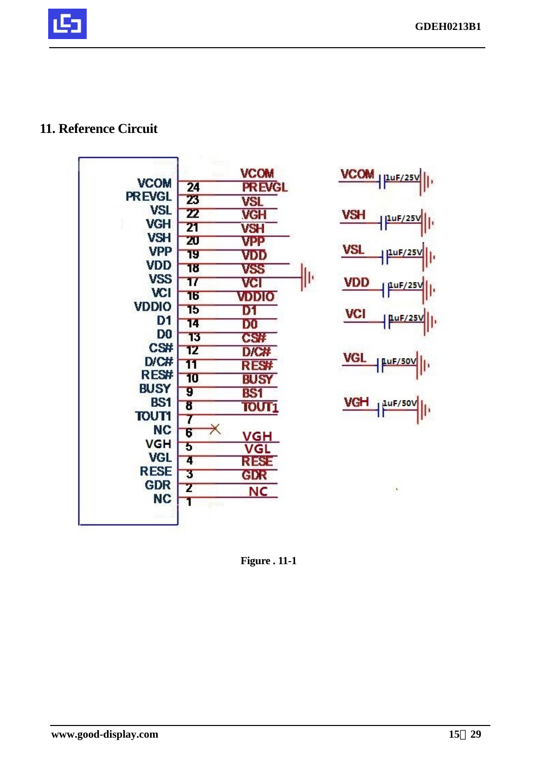## 11. Reference Circuit

Figure . 11-1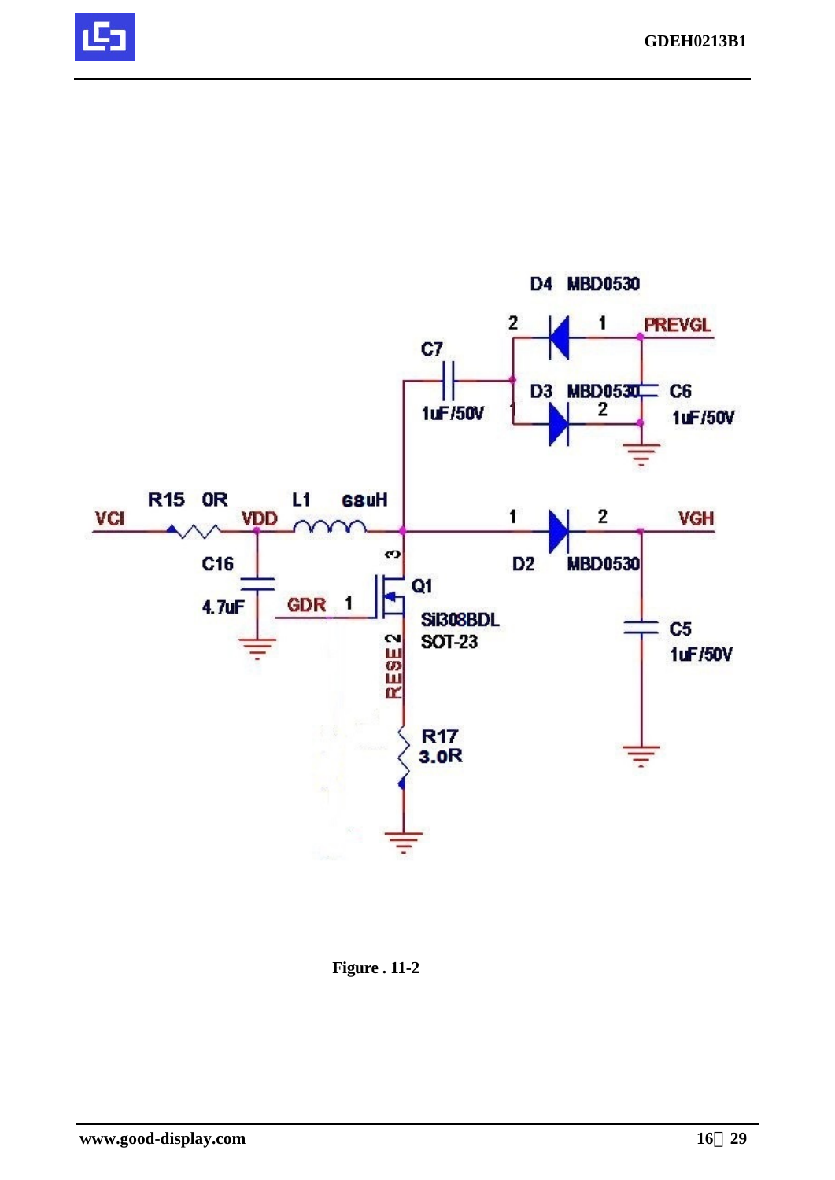Figure . 11-2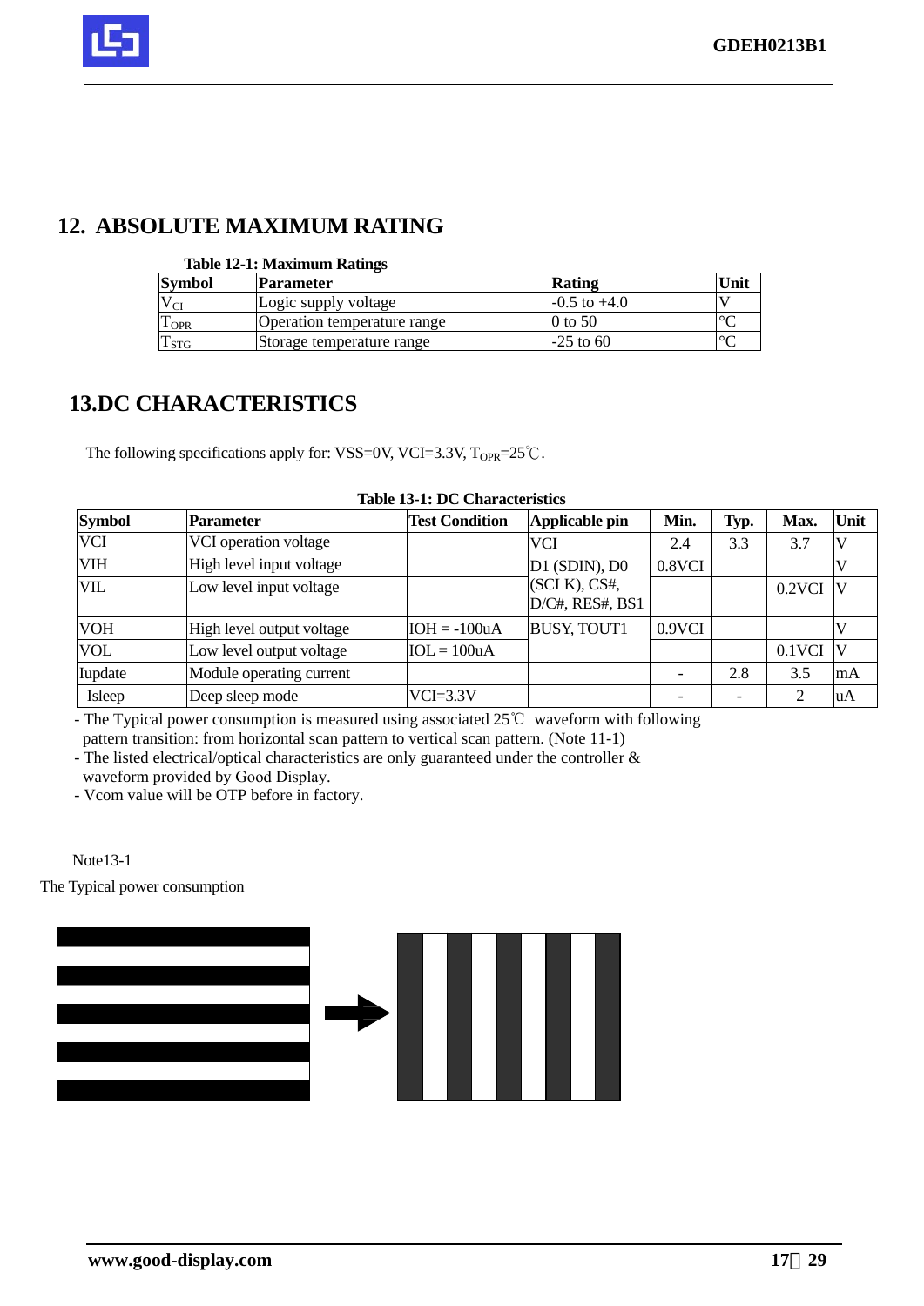## 12. ABSOLUTE MAXIMUM RATING

**Table 12-1: Maximum Ratings**

| Symbol | Parameter | Rating | Unit |
|---|---|---|---|
| $V_{CI}$ | Logic supply voltage | -0.5 to +4.0 | V |
| $T_{OPR}$ | Operation temperature range | 0 to 50 | °C |
| $T_{STG}$ | Storage temperature range | -25 to 60 | °C |

## 13.DC CHARACTERISTICS

The following specifications apply for: VSS=0V, VCI=3.3V, $T_{OPR}$=25℃.

**Table 13-1: DC Characteristics**

| Symbol | Parameter | Test Condition | Applicable pin | Min. | Typ. | Max. | Unit |
|---|---|---|---|---|---|---|---|
| VCI | VCI operation voltage | | VCI | 2.4 | 3.3 | 3.7 | V |
| VIH | High level input voltage | | D1 (SDIN), D0 (SCLK), CS#, D/C#, RES#, BS1 | 0.8VCI | | | V |
| VIL | Low level input voltage | | | | | 0.2VCI | V |
| VOH | High level output voltage | IOH = -100uA | BUSY, TOUT1 | 0.9VCI | | | V |
| VOL | Low level output voltage | IOL = 100uA | | | | 0.1VCI | V |
| Iupdate | Module operating current | | | - | 2.8 | 3.5 | mA |
| Isleep | Deep sleep mode | VCI=3.3V | | - | - | 2 | uA |

- The Typical power consumption is measured using associated 25℃ waveform with following pattern transition: from horizontal scan pattern to vertical scan pattern. (Note 11-1)
- The listed electrical/optical characteristics are only guaranteed under the controller & waveform provided by Good Display.
- Vcom value will be OTP before in factory.

Note13-1

The Typical power consumption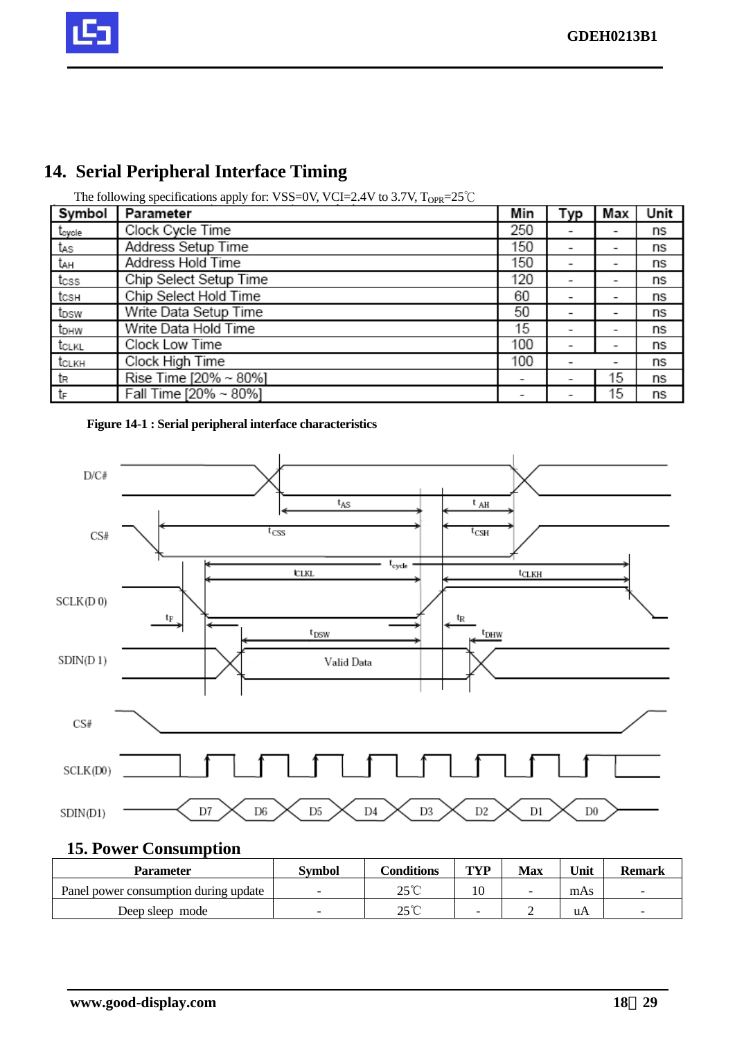## 14. Serial Peripheral Interface Timing

The following specifications apply for: VSS=0V, VCI=2.4V to 3.7V, $T_{OPR}$=25℃

| Symbol | Parameter | Min | Typ | Max | Unit |
|---|---|---|---|---|---|
| $t_{cycle}$ | Clock Cycle Time | 250 | - | - | ns |
| $t_{AS}$ | Address Setup Time | 150 | - | - | ns |
| $t_{AH}$ | Address Hold Time | 150 | - | - | ns |
| $t_{CSS}$ | Chip Select Setup Time | 120 | - | - | ns |
| $t_{CSH}$ | Chip Select Hold Time | 60 | - | - | ns |
| $t_{DSW}$ | Write Data Setup Time | 50 | - | - | ns |
| $t_{DHW}$ | Write Data Hold Time | 15 | - | - | ns |
| $t_{CLKL}$ | Clock Low Time | 100 | - | - | ns |
| $t_{CLKH}$ | Clock High Time | 100 | - | - | ns |
| $t_R$ | Rise Time [20% ~ 80%] | - | - | 15 | ns |
| $t_F$ | Fall Time [20% ~ 80%] | - | - | 15 | ns |

**Figure 14-1 : Serial peripheral interface characteristics**

## 15. Power Consumption

| Parameter | Symbol | Conditions | TYP | Max | Unit | Remark |
|---|---|---|---|---|---|---|
| Panel power consumption during update | - | 25℃ | 10 | - | mAs | - |
| Deep sleep mode | - | 25℃ | - | 2 | uA | - |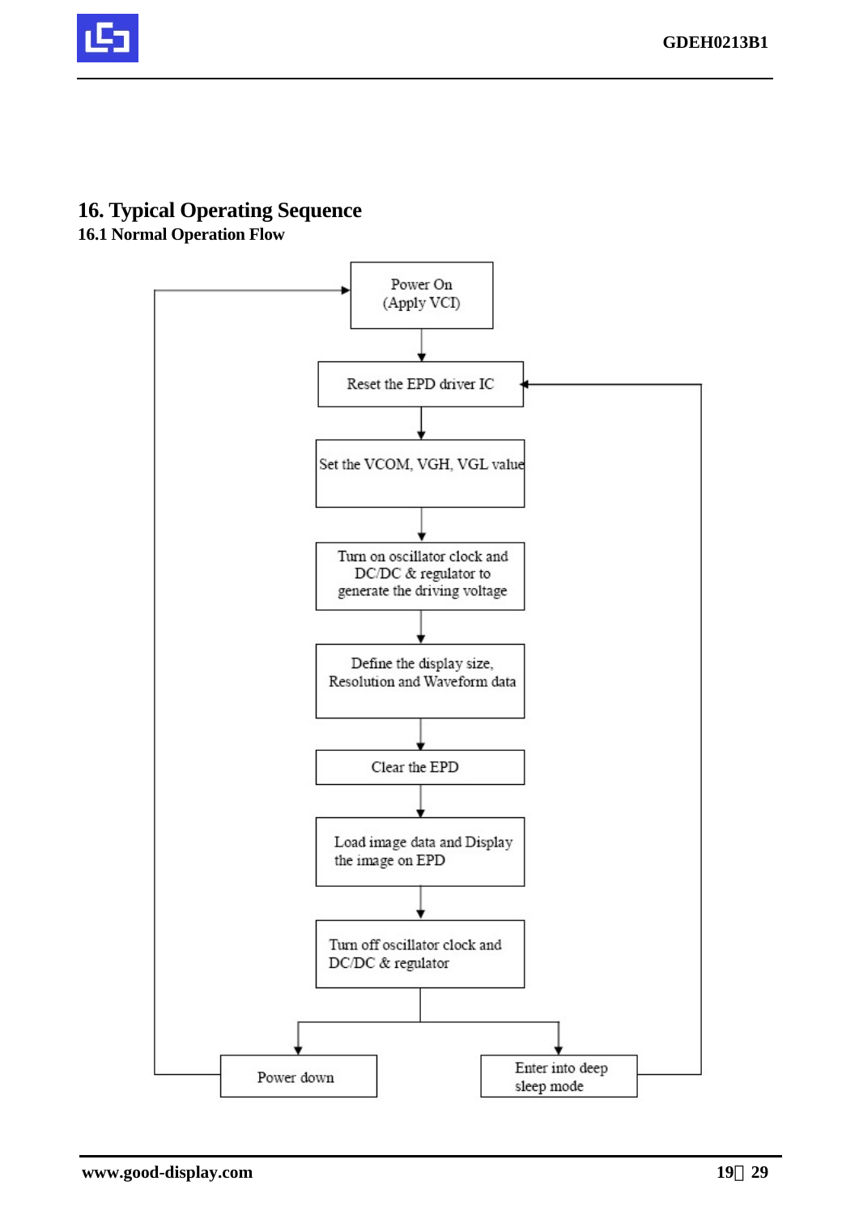# 16. Typical Operating Sequence

## 16.1 Normal Operation Flow

Power On (Apply VCI)

Reset the EPD driver IC

Set the VCOM, VGH, VGL value

Turn on oscillator clock and DC/DC & regulator to generate the driving voltage

Define the display size, Resolution and Waveform data

Clear the EPD

Load image data and Display the image on EPD

Turn off oscillator clock and DC/DC & regulator

Power down

Enter into deep sleep mode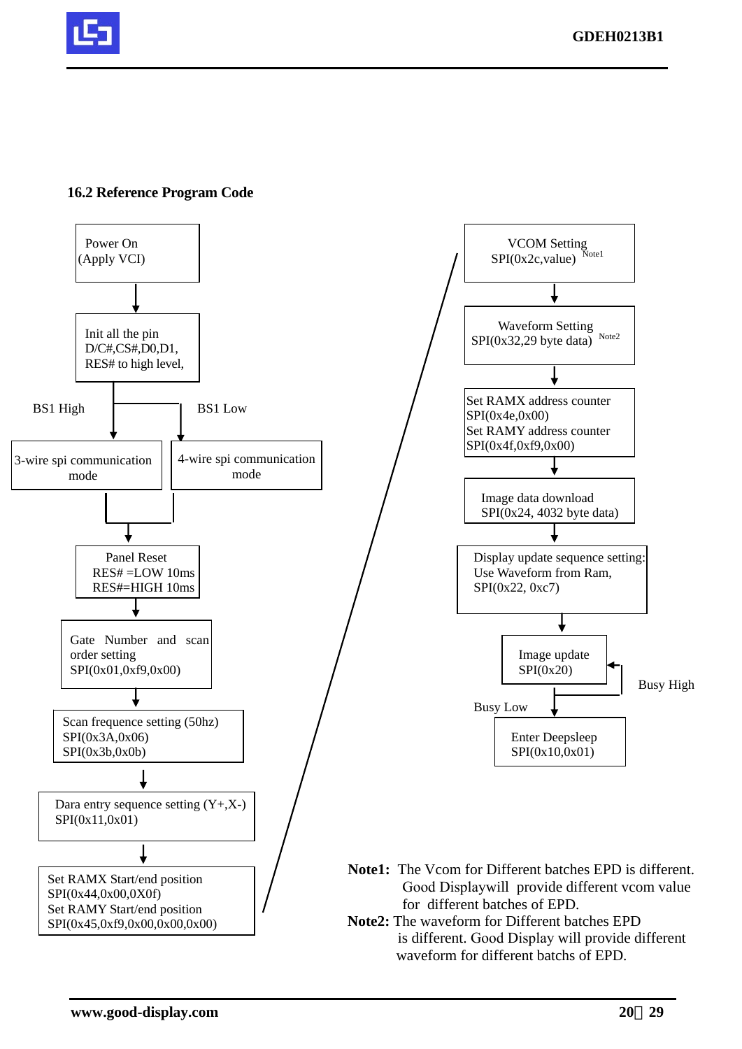### 16.2 Reference Program Code

Power On
(Apply VCI)

↓

Init all the pin
D/C#,CS#,D0,D1,
RES# to high level,

BS1 High → 3-wire spi communication mode

BS1 Low → 4-wire spi communication mode

↓

Panel Reset
RES# =LOW 10ms
RES#=HIGH 10ms

↓

Gate Number and scan order setting
SPI(0x01,0xf9,0x00)

↓

Scan frequence setting (50hz)
SPI(0x3A,0x06)
SPI(0x3b,0x0b)

↓

Dara entry sequence setting (Y+,X-)
SPI(0x11,0x01)

↓

Set RAMX Start/end position
SPI(0x44,0x00,0X0f)
Set RAMY Start/end position
SPI(0x45,0xf9,0x00,0x00,0x00)

↓

VCOM Setting
SPI(0x2c,value) [Note1]

↓

Waveform Setting
SPI(0x32,29 byte data) [Note2]

↓

Set RAMX address counter
SPI(0x4e,0x00)
Set RAMY address counter
SPI(0x4f,0xf9,0x00)

↓

Image data download
SPI(0x24, 4032 byte data)

↓

Display update sequence setting:
Use Waveform from Ram,
SPI(0x22, 0xc7)

↓

Image update
SPI(0x20)

Busy High → (loop back to Image update)

Busy Low ↓

Enter Deepsleep
SPI(0x10,0x01)

**Note1:** The Vcom for Different batches EPD is different. Good Displaywill provide different vcom value for different batches of EPD.

**Note2:** The waveform for Different batches EPD is different. Good Display will provide different waveform for different batchs of EPD.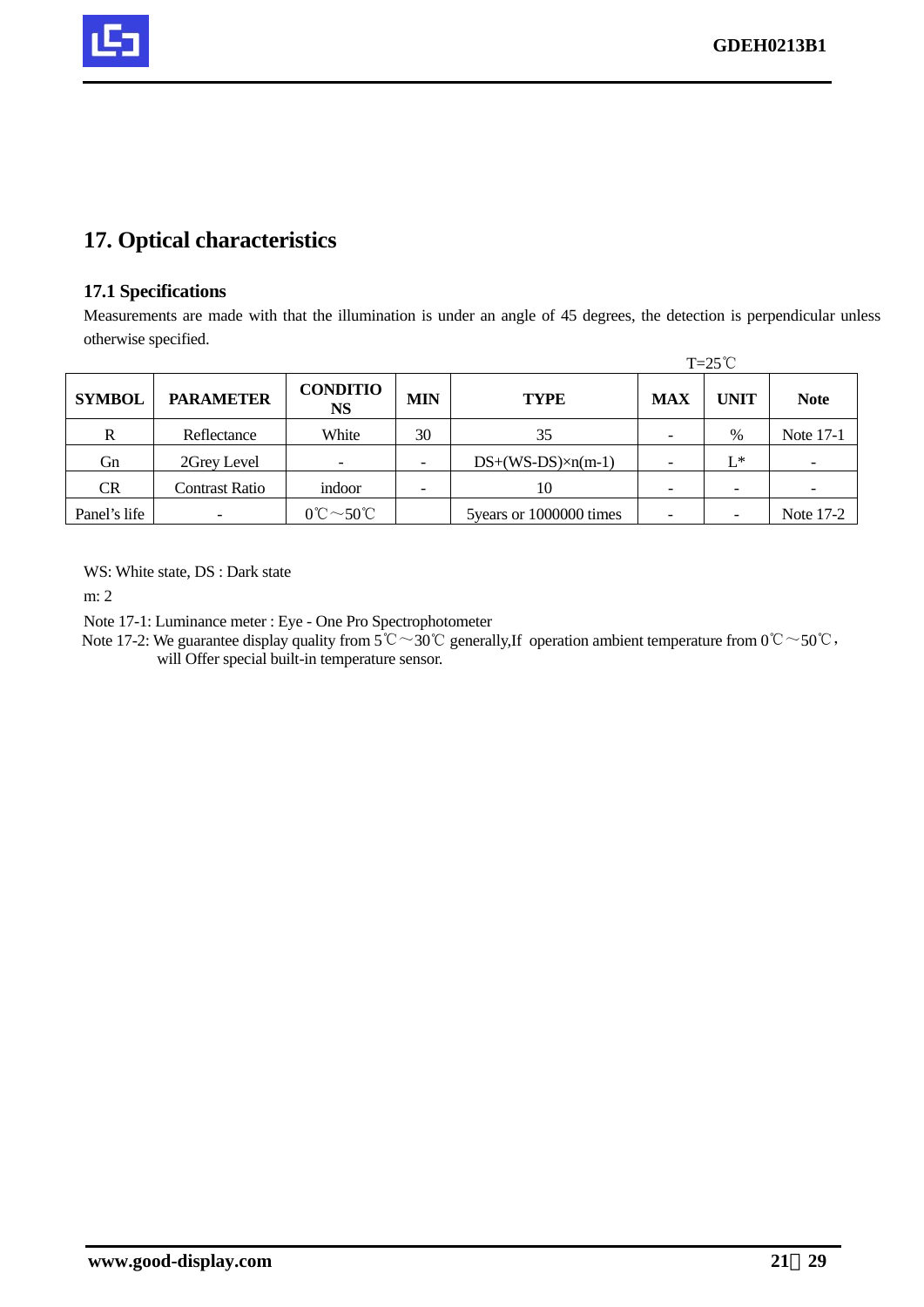## 17. Optical characteristics

### 17.1 Specifications

Measurements are made with that the illumination is under an angle of 45 degrees, the detection is perpendicular unless otherwise specified.

T=25℃

| SYMBOL | PARAMETER | CONDITIONS | MIN | TYPE | MAX | UNIT | Note |
|---|---|---|---|---|---|---|---|
| R | Reflectance | White | 30 | 35 | - | % | Note 17-1 |
| Gn | 2Grey Level | - | - | DS+(WS-DS)×n(m-1) | - | L* | - |
| CR | Contrast Ratio | indoor | - | 10 | - | - | - |
| Panel's life | - | 0℃～50℃ | | 5years or 1000000 times | - | - | Note 17-2 |

WS: White state, DS : Dark state

m: 2

Note 17-1: Luminance meter : Eye - One Pro Spectrophotometer

Note 17-2: We guarantee display quality from 5℃～30℃ generally,If operation ambient temperature from 0℃～50℃, will Offer special built-in temperature sensor.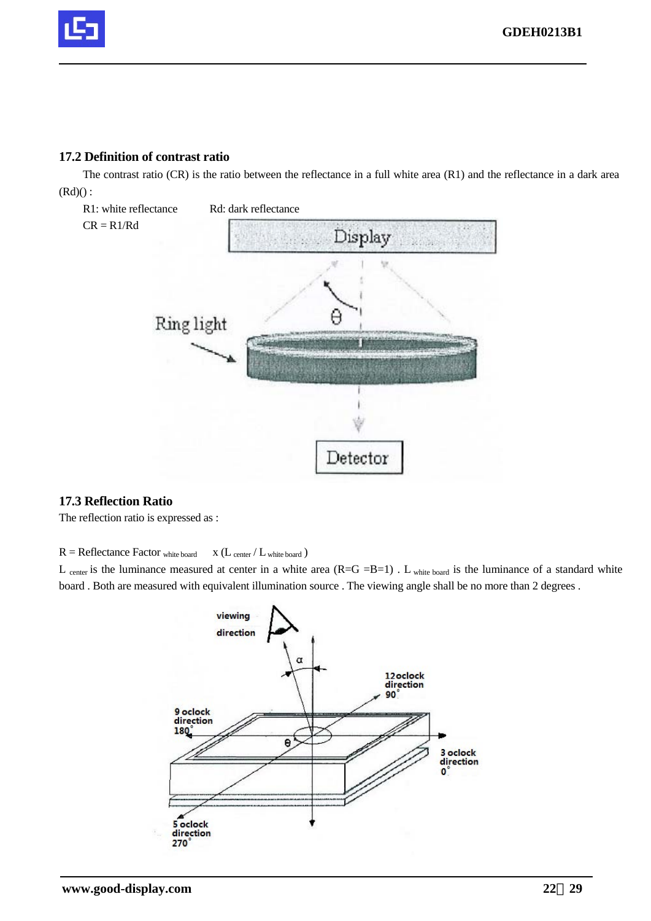### 17.2 Definition of contrast ratio

The contrast ratio (CR) is the ratio between the reflectance in a full white area (R1) and the reflectance in a dark area (Rd)() :

R1: white reflectance    Rd: dark reflectance

CR = R1/Rd

### 17.3 Reflection Ratio

The reflection ratio is expressed as :

$R$ = Reflectance Factor $_{\text{white board}}$ x ($L_{\text{center}}$ / $L_{\text{white board}}$ )

$L_{\text{center}}$ is the luminance measured at center in a white area (R=G =B=1) . $L_{\text{white board}}$ is the luminance of a standard white board . Both are measured with equivalent illumination source . The viewing angle shall be no more than 2 degrees .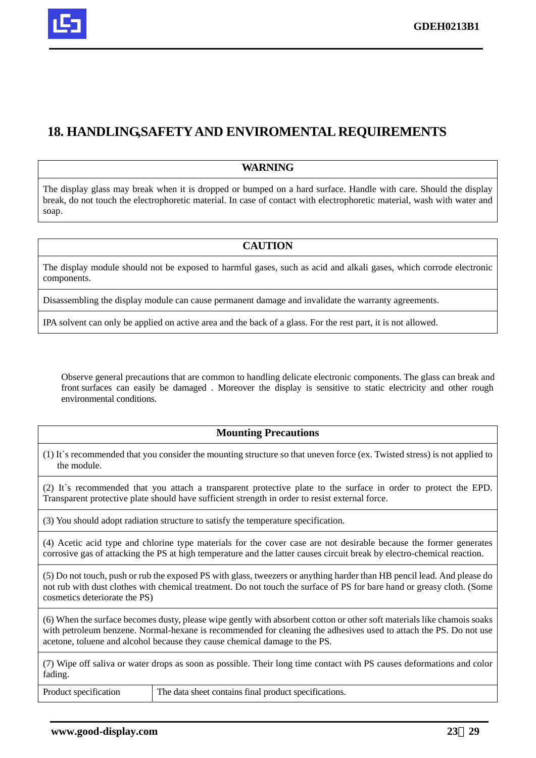# 18. HANDLING,SAFETY AND ENVIROMENTAL REQUIREMENTS

| WARNING |
|---|
| The display glass may break when it is dropped or bumped on a hard surface. Handle with care. Should the display break, do not touch the electrophoretic material. In case of contact with electrophoretic material, wash with water and soap. |

| CAUTION |
|---|
| The display module should not be exposed to harmful gases, such as acid and alkali gases, which corrode electronic components. |
| Disassembling the display module can cause permanent damage and invalidate the warranty agreements. |
| IPA solvent can only be applied on active area and the back of a glass. For the rest part, it is not allowed. |

Observe general precautions that are common to handling delicate electronic components. The glass can break and front surfaces can easily be damaged . Moreover the display is sensitive to static electricity and other rough environmental conditions.

| Mounting Precautions | |
|---|---|
| (1) It`s recommended that you consider the mounting structure so that uneven force (ex. Twisted stress) is not applied to the module. | |
| (2) It`s recommended that you attach a transparent protective plate to the surface in order to protect the EPD. Transparent protective plate should have sufficient strength in order to resist external force. | |
| (3) You should adopt radiation structure to satisfy the temperature specification. | |
| (4) Acetic acid type and chlorine type materials for the cover case are not desirable because the former generates corrosive gas of attacking the PS at high temperature and the latter causes circuit break by electro-chemical reaction. | |
| (5) Do not touch, push or rub the exposed PS with glass, tweezers or anything harder than HB pencil lead. And please do not rub with dust clothes with chemical treatment. Do not touch the surface of PS for bare hand or greasy cloth. (Some cosmetics deteriorate the PS) | |
| (6) When the surface becomes dusty, please wipe gently with absorbent cotton or other soft materials like chamois soaks with petroleum benzene. Normal-hexane is recommended for cleaning the adhesives used to attach the PS. Do not use acetone, toluene and alcohol because they cause chemical damage to the PS. | |
| (7) Wipe off saliva or water drops as soon as possible. Their long time contact with PS causes deformations and color fading. | |
| Product specification | The data sheet contains final product specifications. |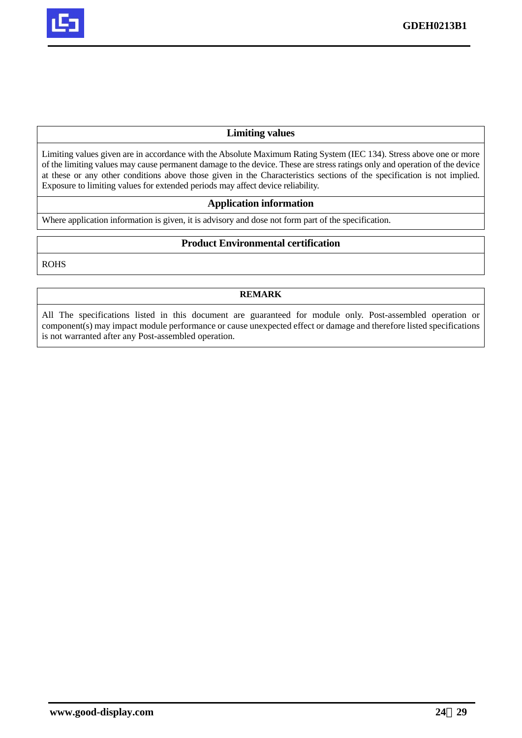## Limiting values

Limiting values given are in accordance with the Absolute Maximum Rating System (IEC 134). Stress above one or more of the limiting values may cause permanent damage to the device. These are stress ratings only and operation of the device at these or any other conditions above those given in the Characteristics sections of the specification is not implied. Exposure to limiting values for extended periods may affect device reliability.

## Application information

Where application information is given, it is advisory and dose not form part of the specification.

## Product Environmental certification

ROHS

## REMARK

All The specifications listed in this document are guaranteed for module only. Post-assembled operation or component(s) may impact module performance or cause unexpected effect or damage and therefore listed specifications is not warranted after any Post-assembled operation.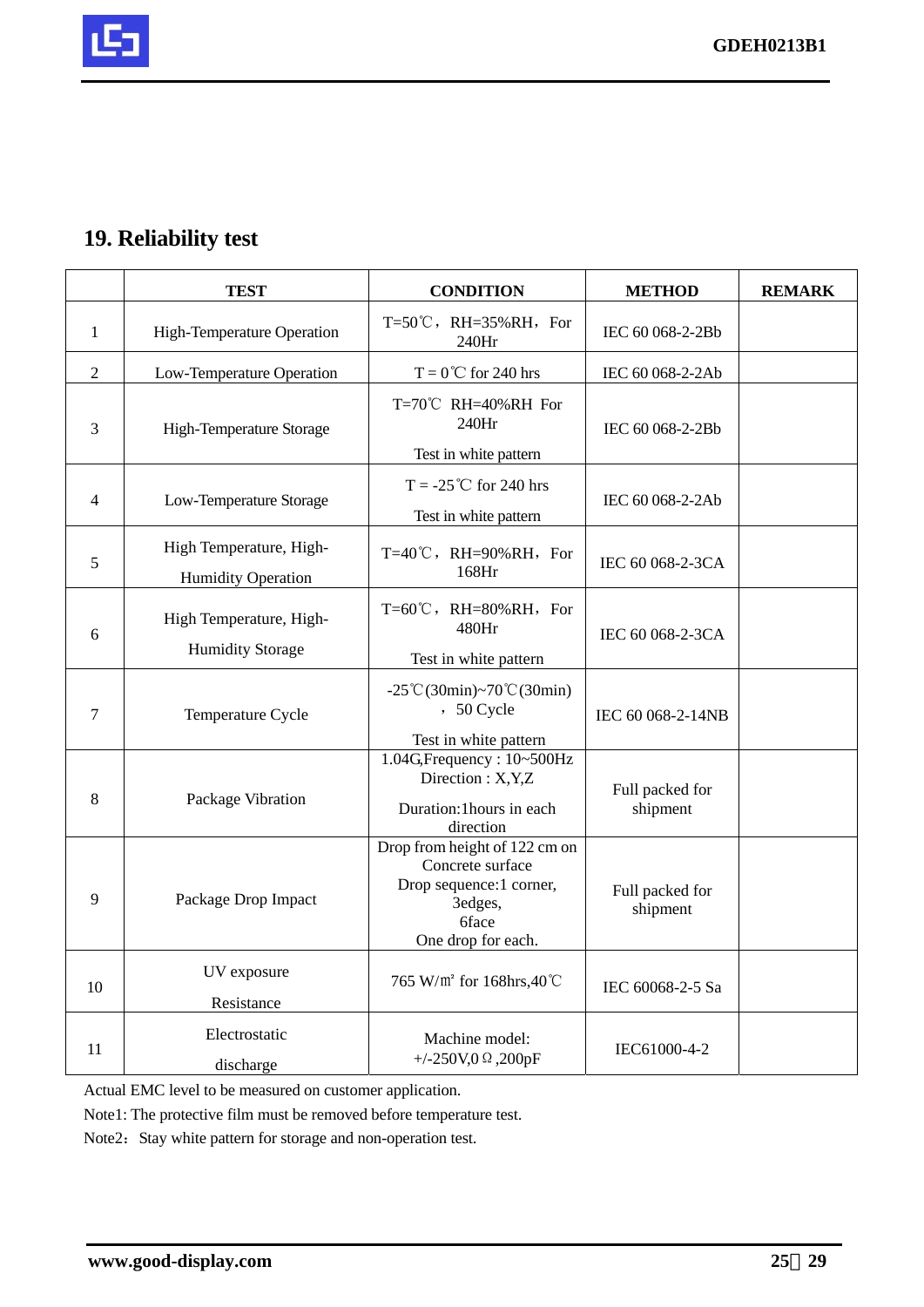## 19. Reliability test

| | TEST | CONDITION | METHOD | REMARK |
|---|---|---|---|---|
| 1 | High-Temperature Operation | T=50℃，RH=35%RH，For 240Hr | IEC 60 068-2-2Bb | |
| 2 | Low-Temperature Operation | T = 0℃ for 240 hrs | IEC 60 068-2-2Ab | |
| 3 | High-Temperature Storage | T=70℃ RH=40%RH For 240Hr<br>Test in white pattern | IEC 60 068-2-2Bb | |
| 4 | Low-Temperature Storage | T = -25℃ for 240 hrs<br>Test in white pattern | IEC 60 068-2-2Ab | |
| 5 | High Temperature, High-Humidity Operation | T=40℃，RH=90%RH，For 168Hr | IEC 60 068-2-3CA | |
| 6 | High Temperature, High-Humidity Storage | T=60℃，RH=80%RH，For 480Hr<br>Test in white pattern | IEC 60 068-2-3CA | |
| 7 | Temperature Cycle | -25℃(30min)~70℃(30min)，50 Cycle<br>Test in white pattern | IEC 60 068-2-14NB | |
| 8 | Package Vibration | 1.04G,Frequency : 10~500Hz Direction : X,Y,Z<br>Duration:1hours in each direction | Full packed for shipment | |
| 9 | Package Drop Impact | Drop from height of 122 cm on Concrete surface<br>Drop sequence:1 corner, 3edges, 6face<br>One drop for each. | Full packed for shipment | |
| 10 | UV exposure Resistance | 765 W/㎡ for 168hrs,40℃ | IEC 60068-2-5 Sa | |
| 11 | Electrostatic discharge | Machine model: +/-250V,0Ω,200pF | IEC61000-4-2 | |

Actual EMC level to be measured on customer application.

Note1: The protective film must be removed before temperature test.

Note2：Stay white pattern for storage and non-operation test.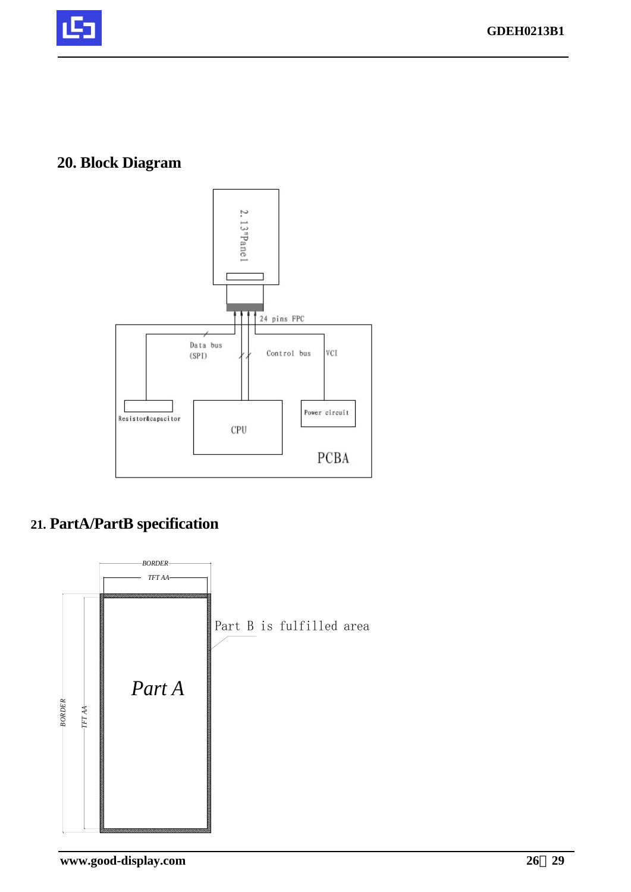## 20. Block Diagram

2.13"Panel

24 pins FPC

Data bus (SPI)

Control bus

VCI

Resistor&capacitor

CPU

Power circuit

PCBA

## 21. PartA/PartB specification

BORDER

TFT AA

Part B is fulfilled area

Part A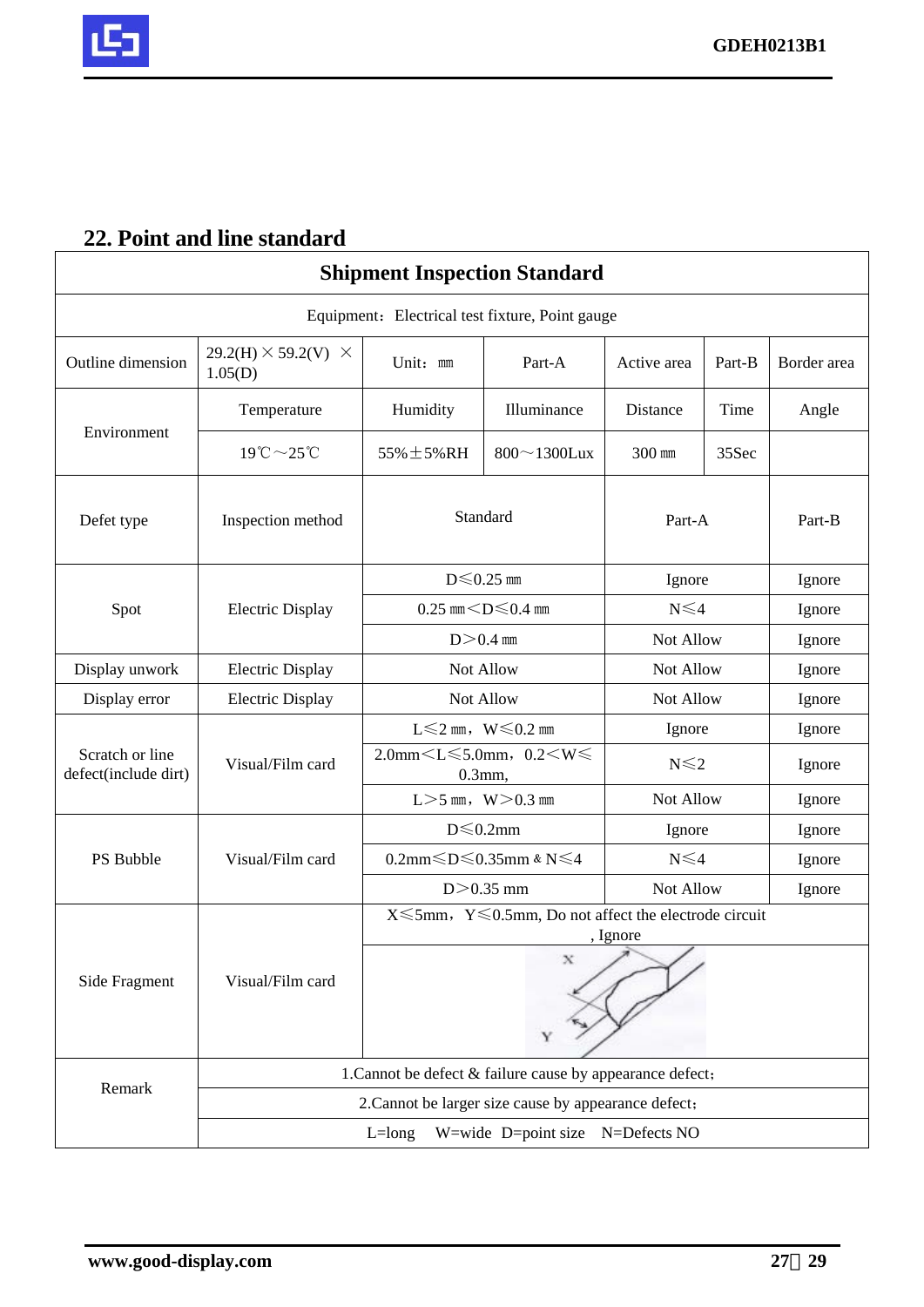## 22. Point and line standard

| Shipment Inspection Standard | | | | | | |
|---|---|---|---|---|---|---|
| Equipment：Electrical test fixture, Point gauge | | | | | | |
| Outline dimension | 29.2(H) × 59.2(V) × 1.05(D) | Unit：㎜ | Part-A | Active area | Part-B | Border area |
| Environment | Temperature | Humidity | Illuminance | Distance | Time | Angle |
| | 19℃～25℃ | 55%±5%RH | 800～1300Lux | 300 ㎜ | 35Sec | |
| Defet type | Inspection method | Standard | | Part-A | | Part-B |
| Spot | Electric Display | D≤0.25 ㎜ | | Ignore | | Ignore |
| | | 0.25 ㎜<D≤0.4 ㎜ | | N≤4 | | Ignore |
| | | D>0.4 ㎜ | | Not Allow | | Ignore |
| Display unwork | Electric Display | Not Allow | | Not Allow | | Ignore |
| Display error | Electric Display | Not Allow | | Not Allow | | Ignore |
| Scratch or line defect(include dirt) | Visual/Film card | L≤2 ㎜，W≤0.2 ㎜ | | Ignore | | Ignore |
| | | 2.0mm<L≤5.0mm，0.2<W≤0.3mm, | | N≤2 | | Ignore |
| | | L>5 ㎜，W>0.3 ㎜ | | Not Allow | | Ignore |
| PS Bubble | Visual/Film card | D≤0.2mm | | Ignore | | Ignore |
| | | 0.2mm≤D≤0.35mm & N≤4 | | N≤4 | | Ignore |
| | | D>0.35 mm | | Not Allow | | Ignore |
| Side Fragment | Visual/Film card | X≤5mm，Y≤0.5mm, Do not affect the electrode circuit , Ignore | | | | |
| Remark | 1.Cannot be defect & failure cause by appearance defect； | | | | | |
| | 2.Cannot be larger size cause by appearance defect； | | | | | |
| | L=long W=wide D=point size N=Defects NO | | | | | |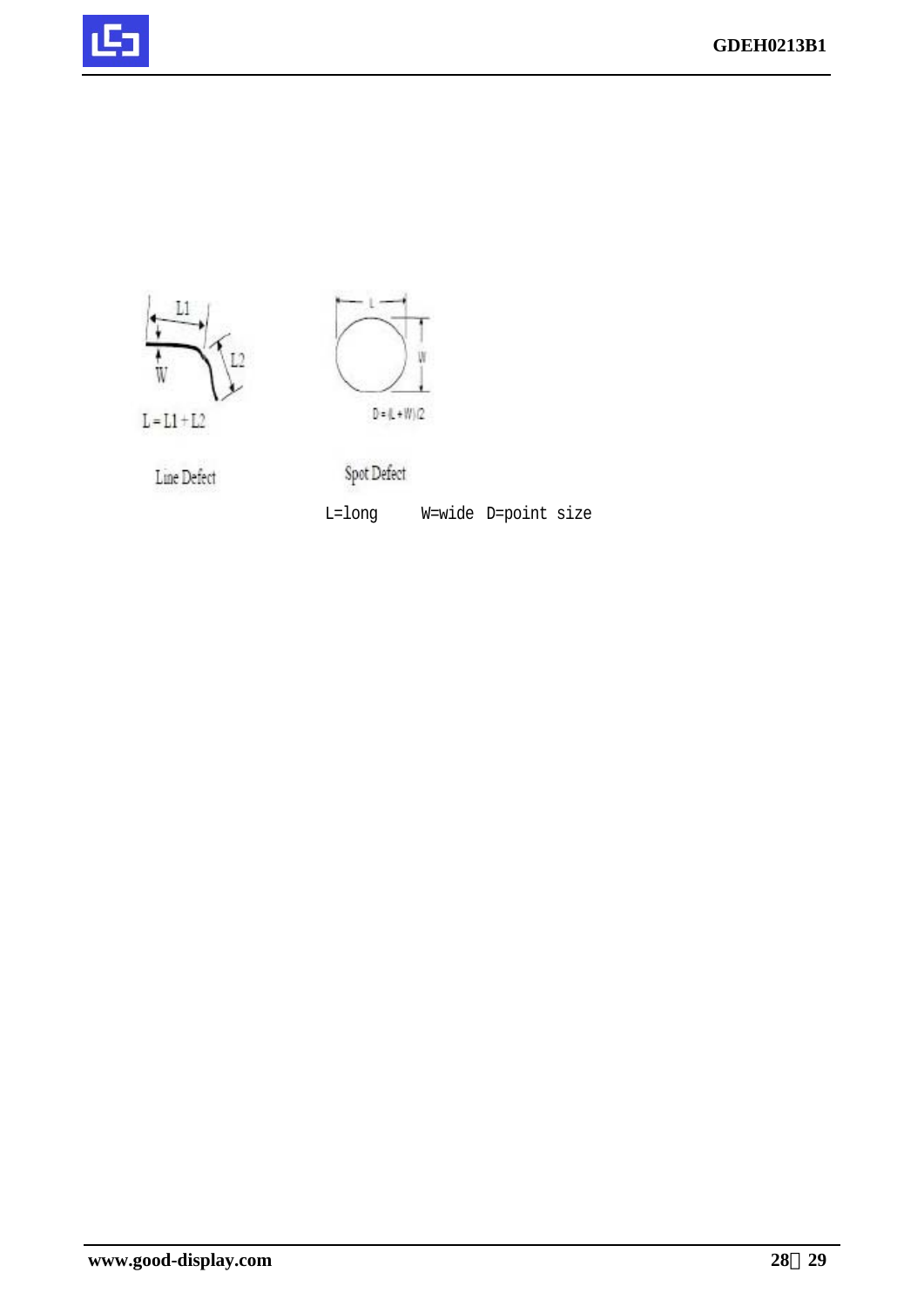L1

W

L2

L = L1 + L2

Line Defect

L

W

D = (L + W)/2

Spot Defect

L=long W=wide D=point size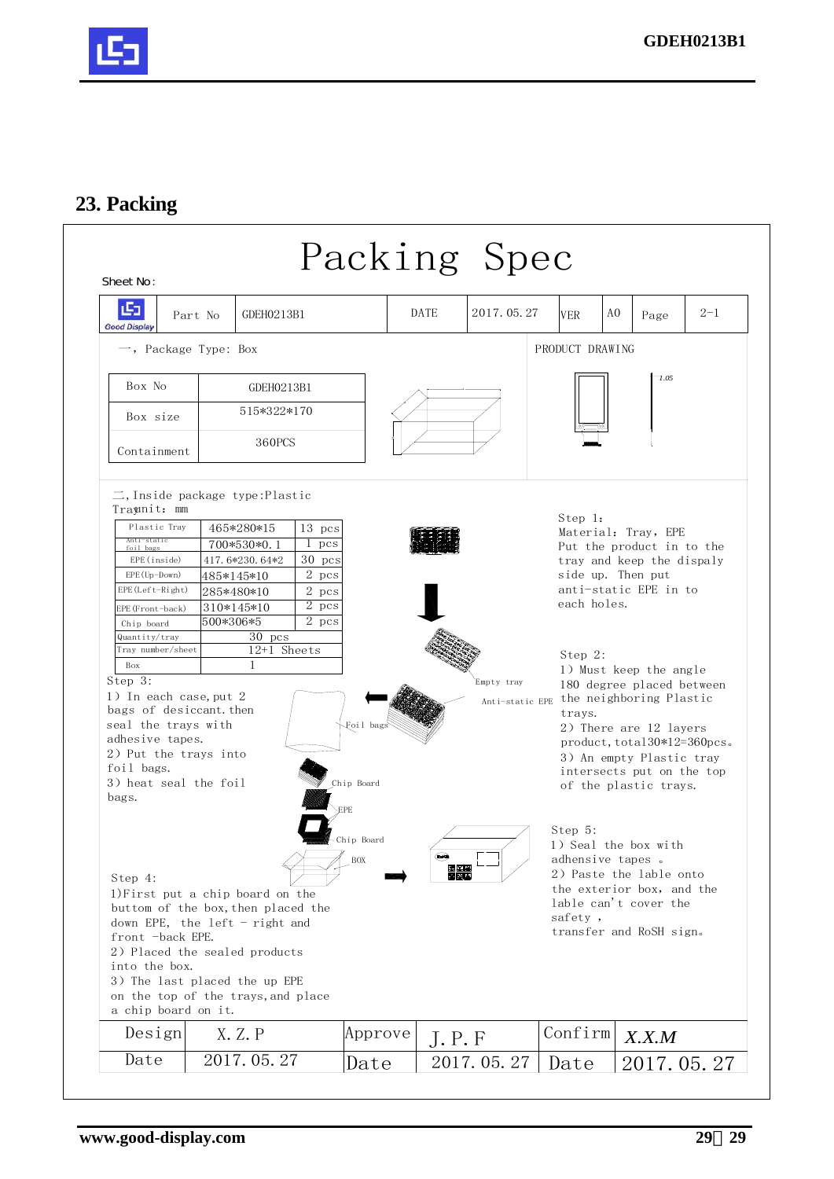## 23. Packing

# Packing Spec

Sheet No:

| Good Display | Part No | GDEH0213B1 | DATE | 2017.05.27 | VER | A0 | Page | 2-1 |
|---|---|---|---|---|---|---|---|---|

一, Package Type: Box

PRODUCT DRAWING

| | |
|---|---|
| Box No | GDEH0213B1 |
| Box size | 515*322*170 |
| Containment | 360PCS |

1.05

二, Inside package type:Plastic Tray

unit: mm

| | | |
|---|---|---|
| Plastic Tray | 465*280*15 | 13 pcs |
| Anti-static foil bags | 700*530*0.1 | 1 pcs |
| EPE(inside) | 417.6*230.64*2 | 30 pcs |
| EPE(Up-Down) | 485*145*10 | 2 pcs |
| EPE(Left-Right) | 285*480*10 | 2 pcs |
| EPE(Front-back) | 310*145*10 | 2 pcs |
| Chip board | 500*306*5 | 2 pcs |
| Quantity/tray | 30 pcs | |
| Tray number/sheet | 12+1 Sheets | |
| Box | 1 | |

Step 1:
Material: Tray, EPE
Put the product in to the tray and keep the dispaly side up. Then put anti-static EPE in to each holes.

Step 2:
1) Must keep the angle 180 degree placed between the neighboring Plastic trays.
2) There are 12 layers product, total30*12=360pcs。
3) An empty Plastic tray intersects put on the top of the plastic trays.

Empty tray

Anti-static EPE

Step 3:
1) In each case, put 2 bags of desiccant. then seal the trays with adhesive tapes.
2) Put the trays into foil bags.
3) heat seal the foil bags.

Foil bags

Chip Board

EPE

Chip Board

BOX

Step 4:
1)First put a chip board on the buttom of the box, then placed the down EPE, the left - right and front -back EPE.
2) Placed the sealed products into the box.
3) The last placed the up EPE on the top of the trays, and place a chip board on it.

Step 5:
1) Seal the box with adhesive tapes 。
2) Paste the lable onto the exterior box, and the lable can't cover the safety, transfer and RoSH sign。

| Design | X.Z.P | Approve | J.P.F | Confirm | X.X.M |
|---|---|---|---|---|---|
| Date | 2017.05.27 | Date | 2017.05.27 | Date | 2017.05.27 |